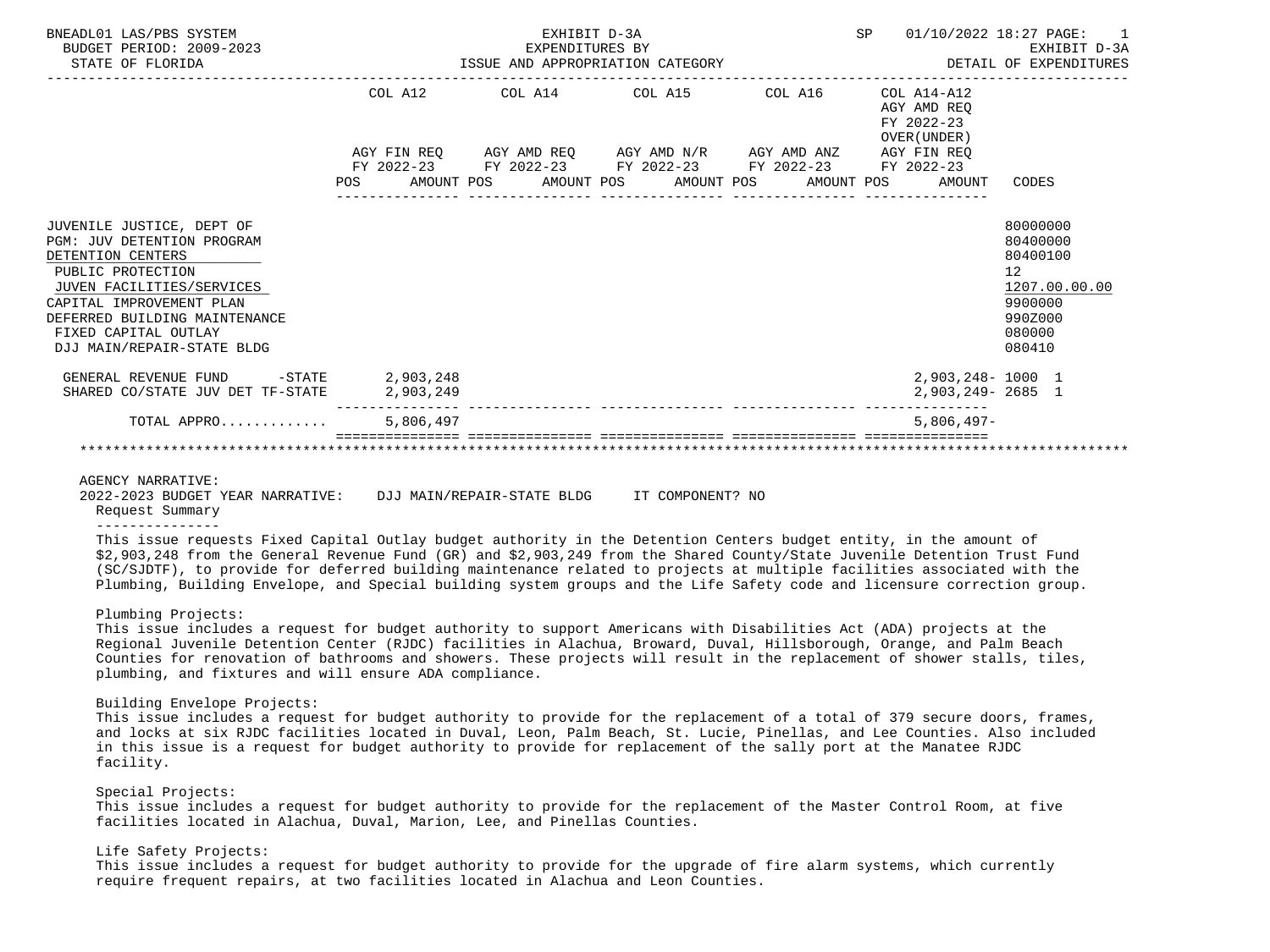BNEADL01 LAS/PBS SYSTEM — EXHIBIT D-3A — EXPENDITURES BY ISSUE AND APPROPRIATION CATEGORY
BUDGET PERIOD: 2009-2023 — STATE OF FLORIDA — SP 01/10/2022 18:27 — EXHIBIT D-3A DETAIL OF EXPENDITURES

| | COL A12 AGY FIN REQ FY 2022-23 POS AMOUNT | COL A14 AGY AMD REQ FY 2022-23 POS AMOUNT | COL A15 AGY AMD N/R FY 2022-23 POS AMOUNT | COL A16 AGY AMD ANZ FY 2022-23 POS AMOUNT | COL A14-A12 AGY AMD REQ FY 2022-23 OVER(UNDER) AGY FIN REQ FY 2022-23 AMOUNT | CODES |
|---|---|---|---|---|---|---|
| JUVENILE JUSTICE, DEPT OF | | | | | | 80000000 |
| PGM: JUV DETENTION PROGRAM | | | | | | 80400000 |
| DETENTION CENTERS | | | | | | 80400100 |
| PUBLIC PROTECTION | | | | | | 12 |
| JUVEN FACILITIES/SERVICES | | | | | | 1207.00.00.00 |
| CAPITAL IMPROVEMENT PLAN | | | | | | 9900000 |
| DEFERRED BUILDING MAINTENANCE | | | | | | 990Z000 |
| FIXED CAPITAL OUTLAY | | | | | | 080000 |
| DJJ MAIN/REPAIR-STATE BLDG | | | | | | 080410 |
| GENERAL REVENUE FUND -STATE | 2,903,248 | | | | 2,903,248- | 1000 1 |
| SHARED CO/STATE JUV DET TF-STATE | 2,903,249 | | | | 2,903,249- | 2685 1 |
| TOTAL APPRO............ | 5,806,497 | | | | 5,806,497- | |

AGENCY NARRATIVE:

2022-2023 BUDGET YEAR NARRATIVE: DJJ MAIN/REPAIR-STATE BLDG IT COMPONENT? NO

Request Summary

This issue requests Fixed Capital Outlay budget authority in the Detention Centers budget entity, in the amount of $2,903,248 from the General Revenue Fund (GR) and $2,903,249 from the Shared County/State Juvenile Detention Trust Fund (SC/SJDTF), to provide for deferred building maintenance related to projects at multiple facilities associated with the Plumbing, Building Envelope, and Special building system groups and the Life Safety code and licensure correction group.

Plumbing Projects:
This issue includes a request for budget authority to support Americans with Disabilities Act (ADA) projects at the Regional Juvenile Detention Center (RJDC) facilities in Alachua, Broward, Duval, Hillsborough, Orange, and Palm Beach Counties for renovation of bathrooms and showers. These projects will result in the replacement of shower stalls, tiles, plumbing, and fixtures and will ensure ADA compliance.

Building Envelope Projects:
This issue includes a request for budget authority to provide for the replacement of a total of 379 secure doors, frames, and locks at six RJDC facilities located in Duval, Leon, Palm Beach, St. Lucie, Pinellas, and Lee Counties. Also included in this issue is a request for budget authority to provide for replacement of the sally port at the Manatee RJDC facility.

Special Projects:
This issue includes a request for budget authority to provide for the replacement of the Master Control Room, at five facilities located in Alachua, Duval, Marion, Lee, and Pinellas Counties.

Life Safety Projects:
This issue includes a request for budget authority to provide for the upgrade of fire alarm systems, which currently require frequent repairs, at two facilities located in Alachua and Leon Counties.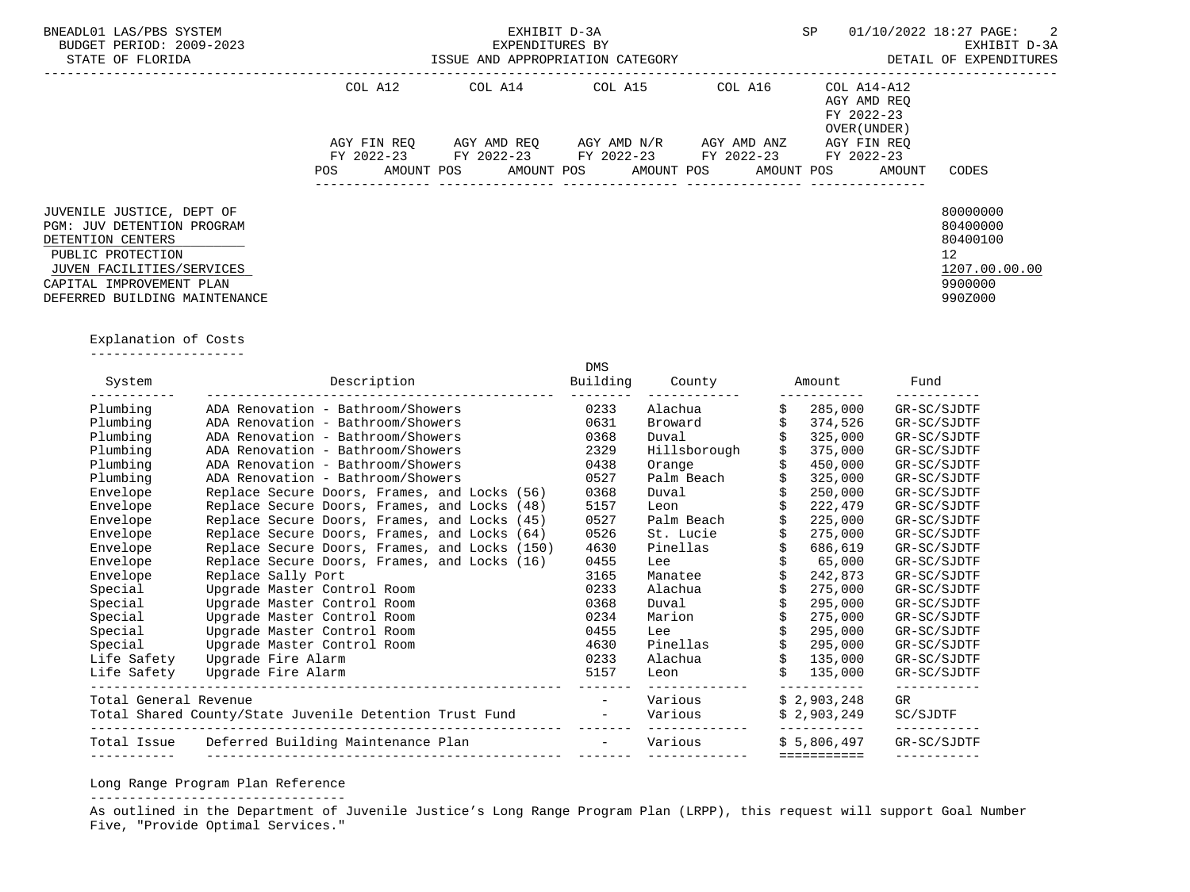EXHIBIT D-3A
EXPENDITURES BY
ISSUE AND APPROPRIATION CATEGORY

DETAIL OF EXPENDITURES

| | COL A12 AGY FIN REQ FY 2022-23 POS AMOUNT | COL A14 AGY AMD REQ FY 2022-23 POS AMOUNT | COL A15 AGY AMD N/R FY 2022-23 POS AMOUNT | COL A16 AGY AMD ANZ FY 2022-23 POS AMOUNT | COL A14-A12 AGY AMD REQ FY 2022-23 OVER(UNDER) AGY FIN REQ FY 2022-23 POS AMOUNT | CODES |
|---|---|---|---|---|---|---|
| JUVENILE JUSTICE, DEPT OF | | | | | | 80000000 |
| PGM: JUV DETENTION PROGRAM | | | | | | 80400000 |
| DETENTION CENTERS | | | | | | 80400100 |
| PUBLIC PROTECTION | | | | | | 12 |
| JUVEN FACILITIES/SERVICES | | | | | | 1207.00.00.00 |
| CAPITAL IMPROVEMENT PLAN | | | | | | 9900000 |
| DEFERRED BUILDING MAINTENANCE | | | | | | 990Z000 |

Explanation of Costs

| System | Description | DMS Building | County | Amount | Fund |
|---|---|---|---|---|---|
| Plumbing | ADA Renovation - Bathroom/Showers | 0233 | Alachua | $ 285,000 | GR-SC/SJDTF |
| Plumbing | ADA Renovation - Bathroom/Showers | 0631 | Broward | $ 374,526 | GR-SC/SJDTF |
| Plumbing | ADA Renovation - Bathroom/Showers | 0368 | Duval | $ 325,000 | GR-SC/SJDTF |
| Plumbing | ADA Renovation - Bathroom/Showers | 2329 | Hillsborough | $ 375,000 | GR-SC/SJDTF |
| Plumbing | ADA Renovation - Bathroom/Showers | 0438 | Orange | $ 450,000 | GR-SC/SJDTF |
| Plumbing | ADA Renovation - Bathroom/Showers | 0527 | Palm Beach | $ 325,000 | GR-SC/SJDTF |
| Envelope | Replace Secure Doors, Frames, and Locks (56) | 0368 | Duval | $ 250,000 | GR-SC/SJDTF |
| Envelope | Replace Secure Doors, Frames, and Locks (48) | 5157 | Leon | $ 222,479 | GR-SC/SJDTF |
| Envelope | Replace Secure Doors, Frames, and Locks (45) | 0527 | Palm Beach | $ 225,000 | GR-SC/SJDTF |
| Envelope | Replace Secure Doors, Frames, and Locks (64) | 0526 | St. Lucie | $ 275,000 | GR-SC/SJDTF |
| Envelope | Replace Secure Doors, Frames, and Locks (150) | 4630 | Pinellas | $ 686,619 | GR-SC/SJDTF |
| Envelope | Replace Secure Doors, Frames, and Locks (16) | 0455 | Lee | $ 65,000 | GR-SC/SJDTF |
| Envelope | Replace Sally Port | 3165 | Manatee | $ 242,873 | GR-SC/SJDTF |
| Special | Upgrade Master Control Room | 0233 | Alachua | $ 275,000 | GR-SC/SJDTF |
| Special | Upgrade Master Control Room | 0368 | Duval | $ 295,000 | GR-SC/SJDTF |
| Special | Upgrade Master Control Room | 0234 | Marion | $ 275,000 | GR-SC/SJDTF |
| Special | Upgrade Master Control Room | 0455 | Lee | $ 295,000 | GR-SC/SJDTF |
| Special | Upgrade Master Control Room | 4630 | Pinellas | $ 295,000 | GR-SC/SJDTF |
| Life Safety | Upgrade Fire Alarm | 0233 | Alachua | $ 135,000 | GR-SC/SJDTF |
| Life Safety | Upgrade Fire Alarm | 5157 | Leon | $ 135,000 | GR-SC/SJDTF |
| Total General Revenue | | - | Various | $ 2,903,248 | GR |
| Total Shared County/State Juvenile Detention Trust Fund | | - | Various | $ 2,903,249 | SC/SJDTF |
| Total Issue | Deferred Building Maintenance Plan | - | Various | $ 5,806,497 | GR-SC/SJDTF |

Long Range Program Plan Reference

As outlined in the Department of Juvenile Justice's Long Range Program Plan (LRPP), this request will support Goal Number Five, "Provide Optimal Services."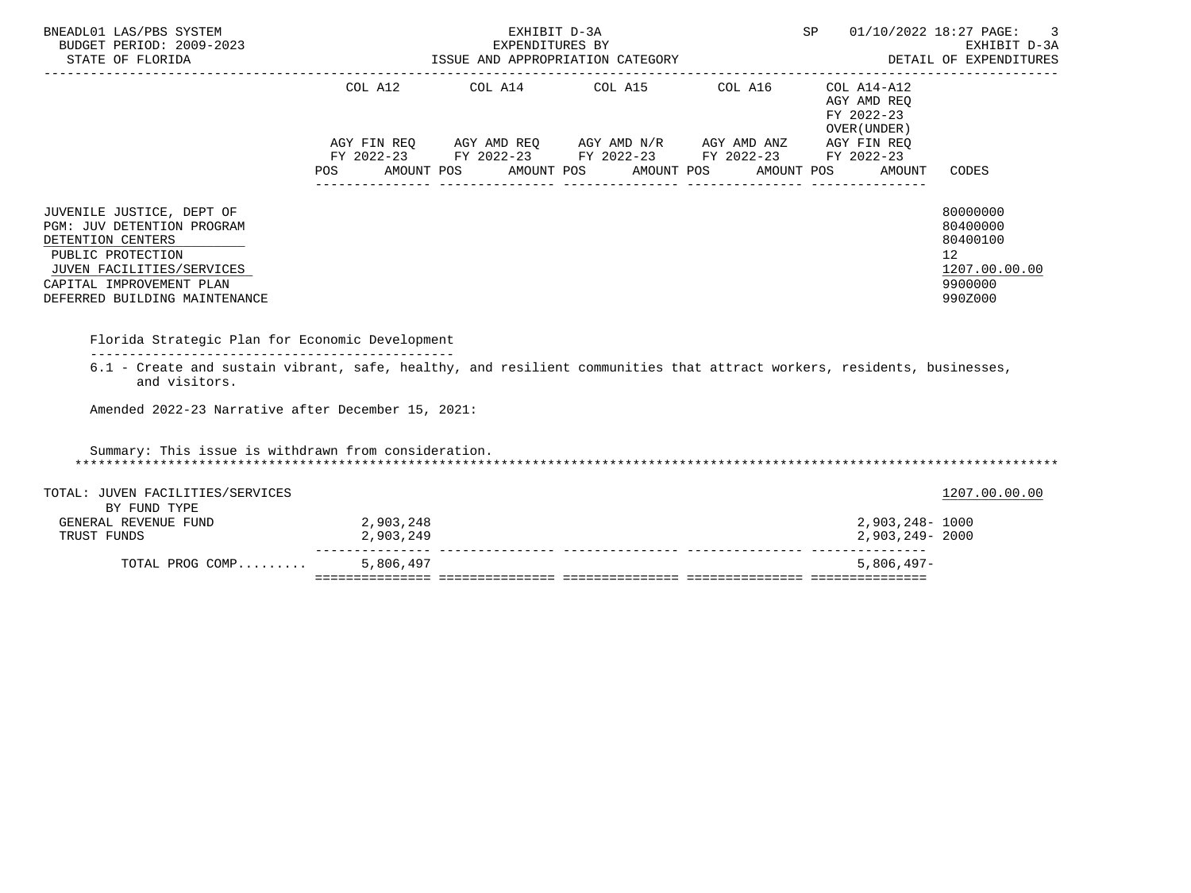| | COL A12 | | COL A14 | | COL A15 | | COL A16 | | COL A14-A12 AGY AMD REQ FY 2022-23 OVER(UNDER) | |
|---|---|---|---|---|---|---|---|---|---|---|
| | AGY FIN REQ FY 2022-23 | | AGY AMD REQ FY 2022-23 | | AGY AMD N/R FY 2022-23 | | AGY AMD ANZ FY 2022-23 | | AGY FIN REQ FY 2022-23 | |
| | POS | AMOUNT | POS | AMOUNT | POS | AMOUNT | POS | AMOUNT | POS | AMOUNT | CODES |

JUVENILE JUSTICE, DEPT OF — 80000000
PGM: JUV DETENTION PROGRAM — 80400000
DETENTION CENTERS — 80400100
PUBLIC PROTECTION — 12
JUVEN FACILITIES/SERVICES — 1207.00.00.00
CAPITAL IMPROVEMENT PLAN — 9900000
DEFERRED BUILDING MAINTENANCE — 990Z000

Florida Strategic Plan for Economic Development

6.1 - Create and sustain vibrant, safe, healthy, and resilient communities that attract workers, residents, businesses, and visitors.

Amended 2022-23 Narrative after December 15, 2021:

Summary: This issue is withdrawn from consideration.

TOTAL: JUVEN FACILITIES/SERVICES — 1207.00.00.00

| BY FUND TYPE | COL A12 | COL A14 | COL A15 | COL A16 | COL A14-A12 | CODES |
|---|---|---|---|---|---|---|
| GENERAL REVENUE FUND | 2,903,248 | | | | 2,903,248- | 1000 |
| TRUST FUNDS | 2,903,249 | | | | 2,903,249- | 2000 |
| TOTAL PROG COMP......... | 5,806,497 | | | | 5,806,497- | |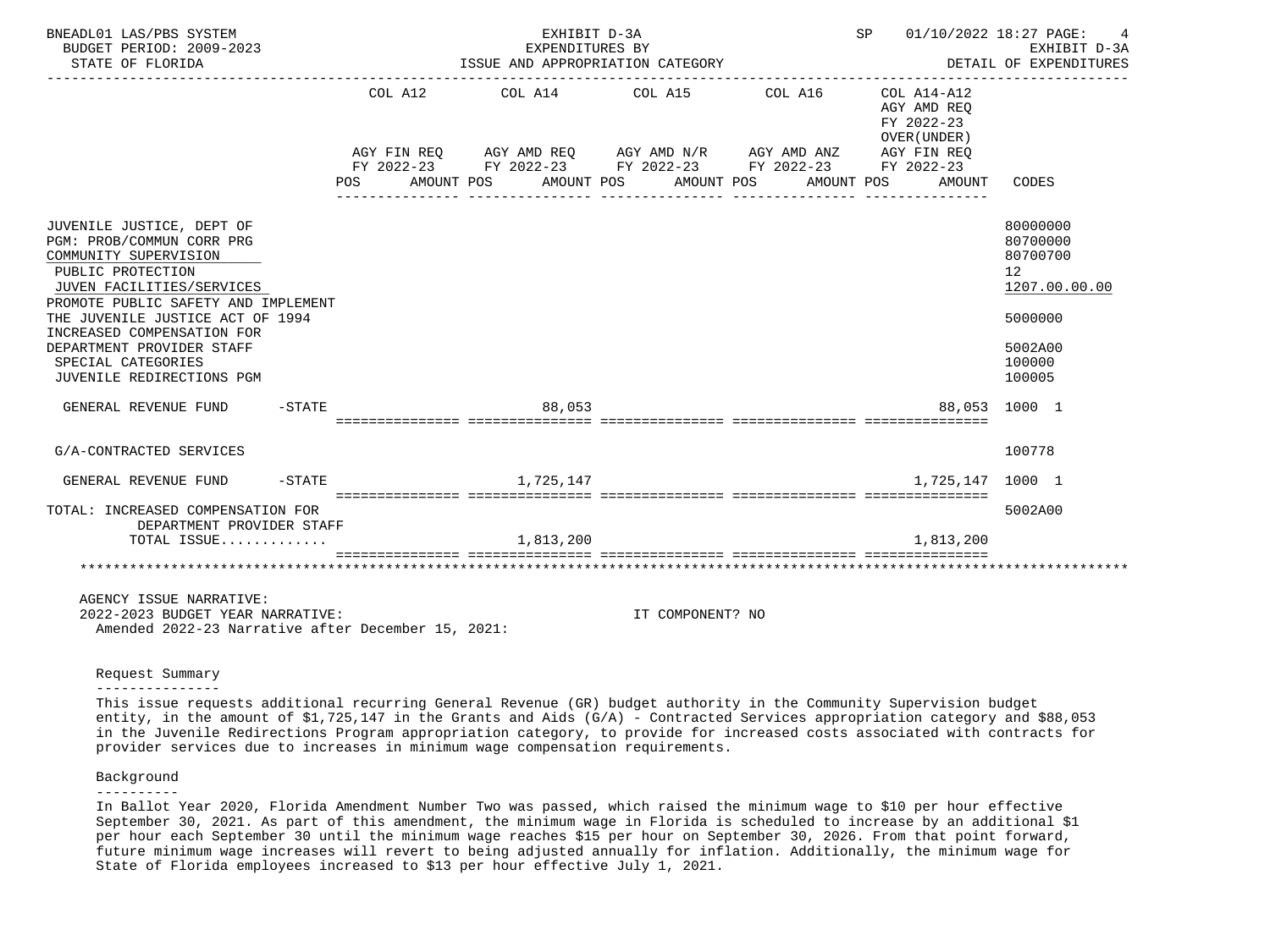| | COL A12 AGY FIN REQ FY 2022-23 POS AMOUNT | COL A14 AGY AMD REQ FY 2022-23 POS AMOUNT | COL A15 AGY AMD N/R FY 2022-23 POS AMOUNT | COL A16 AGY AMD ANZ FY 2022-23 POS AMOUNT | COL A14-A12 AGY AMD REQ FY 2022-23 OVER(UNDER) AGY FIN REQ FY 2022-23 POS AMOUNT | CODES |
|---|---|---|---|---|---|---|
| JUVENILE JUSTICE, DEPT OF | | | | | | 80000000 |
| PGM: PROB/COMMUN CORR PRG | | | | | | 80700000 |
| COMMUNITY SUPERVISION | | | | | | 80700700 |
| PUBLIC PROTECTION | | | | | | 12 |
| JUVEN FACILITIES/SERVICES | | | | | | 1207.00.00.00 |
| PROMOTE PUBLIC SAFETY AND IMPLEMENT THE JUVENILE JUSTICE ACT OF 1994 | | | | | | 5000000 |
| INCREASED COMPENSATION FOR DEPARTMENT PROVIDER STAFF | | | | | | 5002A00 |
| SPECIAL CATEGORIES | | | | | | 100000 |
| JUVENILE REDIRECTIONS PGM | | | | | | 100005 |
| GENERAL REVENUE FUND -STATE | | 88,053 | | | 88,053 | 1000 1 |
| G/A-CONTRACTED SERVICES | | | | | | 100778 |
| GENERAL REVENUE FUND -STATE | | 1,725,147 | | | 1,725,147 | 1000 1 |
| TOTAL: INCREASED COMPENSATION FOR DEPARTMENT PROVIDER STAFF | | | | | | 5002A00 |
| TOTAL ISSUE............. | | 1,813,200 | | | 1,813,200 | |

AGENCY ISSUE NARRATIVE:
2022-2023 BUDGET YEAR NARRATIVE: IT COMPONENT? NO
Amended 2022-23 Narrative after December 15, 2021:

Request Summary

This issue requests additional recurring General Revenue (GR) budget authority in the Community Supervision budget entity, in the amount of $1,725,147 in the Grants and Aids (G/A) - Contracted Services appropriation category and $88,053 in the Juvenile Redirections Program appropriation category, to provide for increased costs associated with contracts for provider services due to increases in minimum wage compensation requirements.

Background

In Ballot Year 2020, Florida Amendment Number Two was passed, which raised the minimum wage to $10 per hour effective September 30, 2021. As part of this amendment, the minimum wage in Florida is scheduled to increase by an additional $1 per hour each September 30 until the minimum wage reaches $15 per hour on September 30, 2026. From that point forward, future minimum wage increases will revert to being adjusted annually for inflation. Additionally, the minimum wage for State of Florida employees increased to $13 per hour effective July 1, 2021.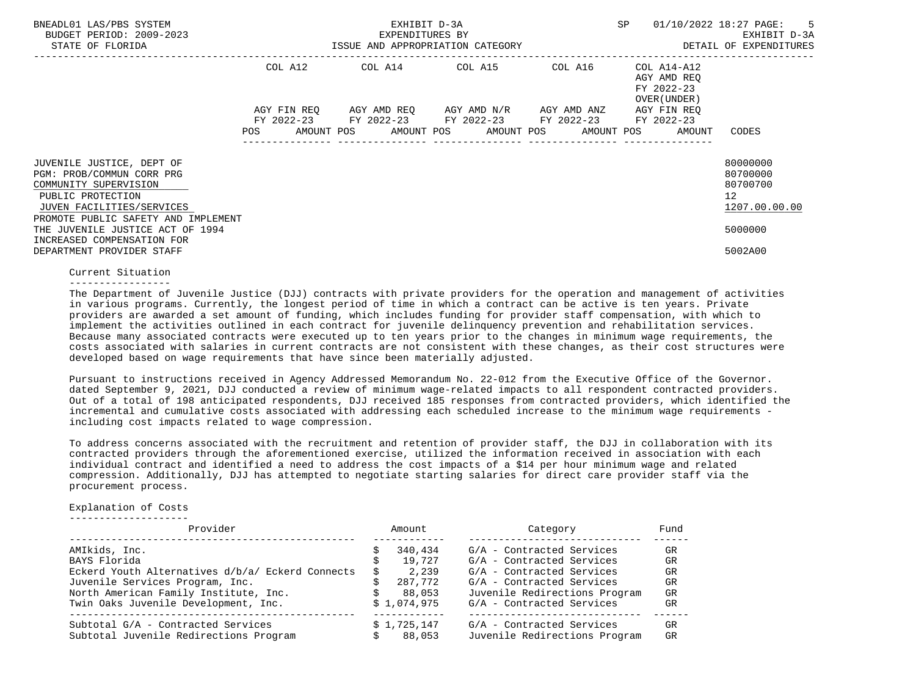| | COL A12 | COL A14 | COL A15 | COL A16 | COL A14-A12 AGY AMD REQ FY 2022-23 OVER(UNDER) | |
|---|---|---|---|---|---|---|
| | AGY FIN REQ FY 2022-23 | AGY AMD REQ FY 2022-23 | AGY AMD N/R FY 2022-23 | AGY AMD ANZ FY 2022-23 | AGY FIN REQ FY 2022-23 | |
| | POS AMOUNT | POS AMOUNT | POS AMOUNT | POS AMOUNT | POS AMOUNT | CODES |
| JUVENILE JUSTICE, DEPT OF | | | | | | 80000000 |
| PGM: PROB/COMMUN CORR PRG | | | | | | 80700000 |
| COMMUNITY SUPERVISION | | | | | | 80700700 |
| PUBLIC PROTECTION | | | | | | 12 |
| JUVEN FACILITIES/SERVICES | | | | | | 1207.00.00.00 |
| PROMOTE PUBLIC SAFETY AND IMPLEMENT THE JUVENILE JUSTICE ACT OF 1994 | | | | | | 5000000 |
| INCREASED COMPENSATION FOR DEPARTMENT PROVIDER STAFF | | | | | | 5002A00 |

Current Situation

The Department of Juvenile Justice (DJJ) contracts with private providers for the operation and management of activities in various programs. Currently, the longest period of time in which a contract can be active is ten years. Private providers are awarded a set amount of funding, which includes funding for provider staff compensation, with which to implement the activities outlined in each contract for juvenile delinquency prevention and rehabilitation services. Because many associated contracts were executed up to ten years prior to the changes in minimum wage requirements, the costs associated with salaries in current contracts are not consistent with these changes, as their cost structures were developed based on wage requirements that have since been materially adjusted.

Pursuant to instructions received in Agency Addressed Memorandum No. 22-012 from the Executive Office of the Governor. dated September 9, 2021, DJJ conducted a review of minimum wage-related impacts to all respondent contracted providers. Out of a total of 198 anticipated respondents, DJJ received 185 responses from contracted providers, which identified the incremental and cumulative costs associated with addressing each scheduled increase to the minimum wage requirements - including cost impacts related to wage compression.

To address concerns associated with the recruitment and retention of provider staff, the DJJ in collaboration with its contracted providers through the aforementioned exercise, utilized the information received in association with each individual contract and identified a need to address the cost impacts of a $14 per hour minimum wage and related compression. Additionally, DJJ has attempted to negotiate starting salaries for direct care provider staff via the procurement process.

Explanation of Costs

| Provider | Amount | Category | Fund |
|---|---|---|---|
| AMIkids, Inc. | $ 340,434 | G/A - Contracted Services | GR |
| BAYS Florida | $ 19,727 | G/A - Contracted Services | GR |
| Eckerd Youth Alternatives d/b/a/ Eckerd Connects | $ 2,239 | G/A - Contracted Services | GR |
| Juvenile Services Program, Inc. | $ 287,772 | G/A - Contracted Services | GR |
| North American Family Institute, Inc. | $ 88,053 | Juvenile Redirections Program | GR |
| Twin Oaks Juvenile Development, Inc. | $ 1,074,975 | G/A - Contracted Services | GR |
| Subtotal G/A - Contracted Services | $ 1,725,147 | G/A - Contracted Services | GR |
| Subtotal Juvenile Redirections Program | $ 88,053 | Juvenile Redirections Program | GR |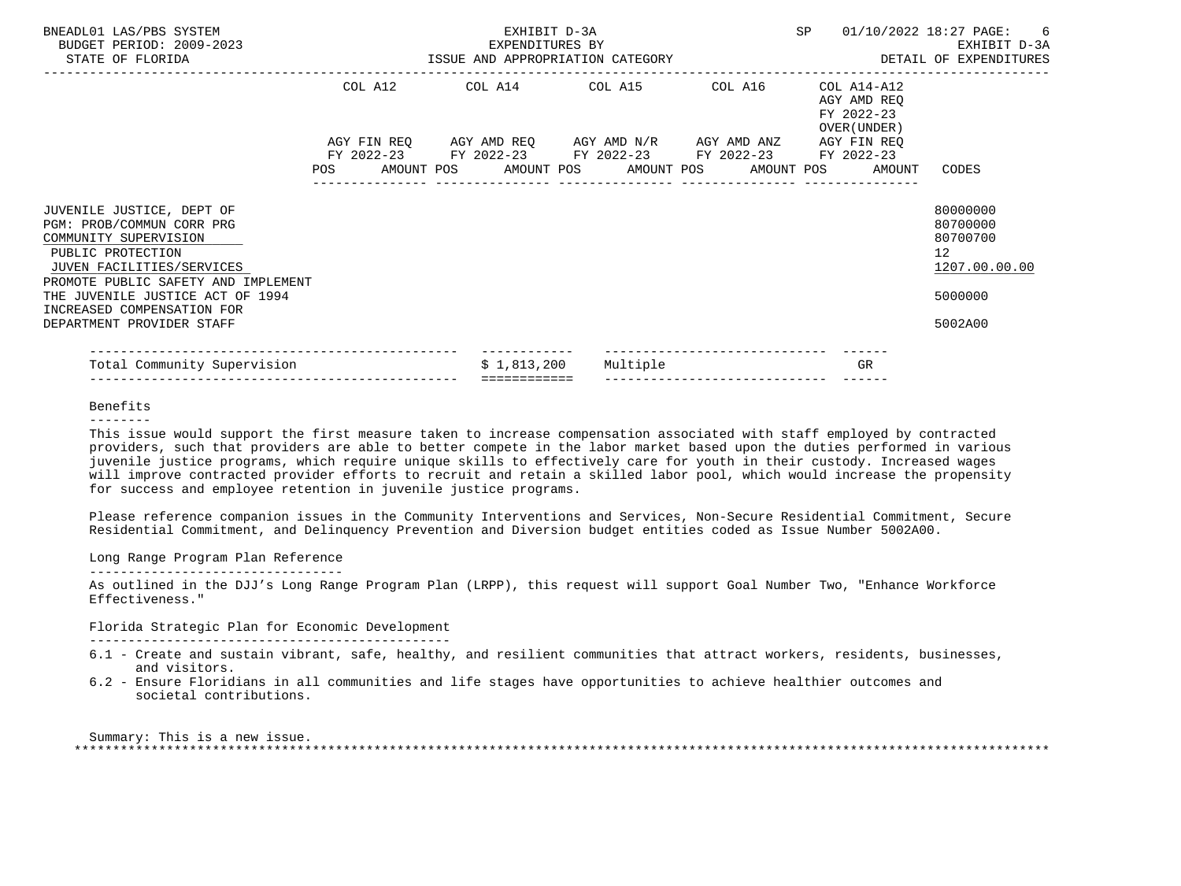BNEADL01 LAS/PBS SYSTEM — EXHIBIT D-3A — EXPENDITURES BY ISSUE AND APPROPRIATION CATEGORY — DETAIL OF EXPENDITURES
BUDGET PERIOD: 2009-2023
STATE OF FLORIDA

| | COL A12 AGY FIN REQ FY 2022-23 POS AMOUNT | COL A14 AGY AMD REQ FY 2022-23 POS AMOUNT | COL A15 AGY AMD N/R FY 2022-23 POS AMOUNT | COL A16 AGY AMD ANZ FY 2022-23 POS AMOUNT | COL A14-A12 AGY AMD REQ FY 2022-23 OVER(UNDER) AGY FIN REQ FY 2022-23 POS AMOUNT | CODES |
|---|---|---|---|---|---|---|
| JUVENILE JUSTICE, DEPT OF | | | | | | 80000000 |
| PGM: PROB/COMMUN CORR PRG | | | | | | 80700000 |
| COMMUNITY SUPERVISION | | | | | | 80700700 |
| PUBLIC PROTECTION | | | | | | 12 |
| JUVEN FACILITIES/SERVICES | | | | | | 1207.00.00.00 |
| PROMOTE PUBLIC SAFETY AND IMPLEMENT THE JUVENILE JUSTICE ACT OF 1994 | | | | | | 5000000 |
| INCREASED COMPENSATION FOR DEPARTMENT PROVIDER STAFF | | | | | | 5002A00 |

| Total Community Supervision | $ 1,813,200 | Multiple | GR |
|---|---|---|---|

Benefits
--------
This issue would support the first measure taken to increase compensation associated with staff employed by contracted providers, such that providers are able to better compete in the labor market based upon the duties performed in various juvenile justice programs, which require unique skills to effectively care for youth in their custody. Increased wages will improve contracted provider efforts to recruit and retain a skilled labor pool, which would increase the propensity for success and employee retention in juvenile justice programs.

Please reference companion issues in the Community Interventions and Services, Non-Secure Residential Commitment, Secure Residential Commitment, and Delinquency Prevention and Diversion budget entities coded as Issue Number 5002A00.

Long Range Program Plan Reference
---------------------------------
As outlined in the DJJ's Long Range Program Plan (LRPP), this request will support Goal Number Two, "Enhance Workforce Effectiveness."

Florida Strategic Plan for Economic Development
-----------------------------------------------
6.1 - Create and sustain vibrant, safe, healthy, and resilient communities that attract workers, residents, businesses, and visitors.
6.2 - Ensure Floridians in all communities and life stages have opportunities to achieve healthier outcomes and societal contributions.

Summary: This is a new issue.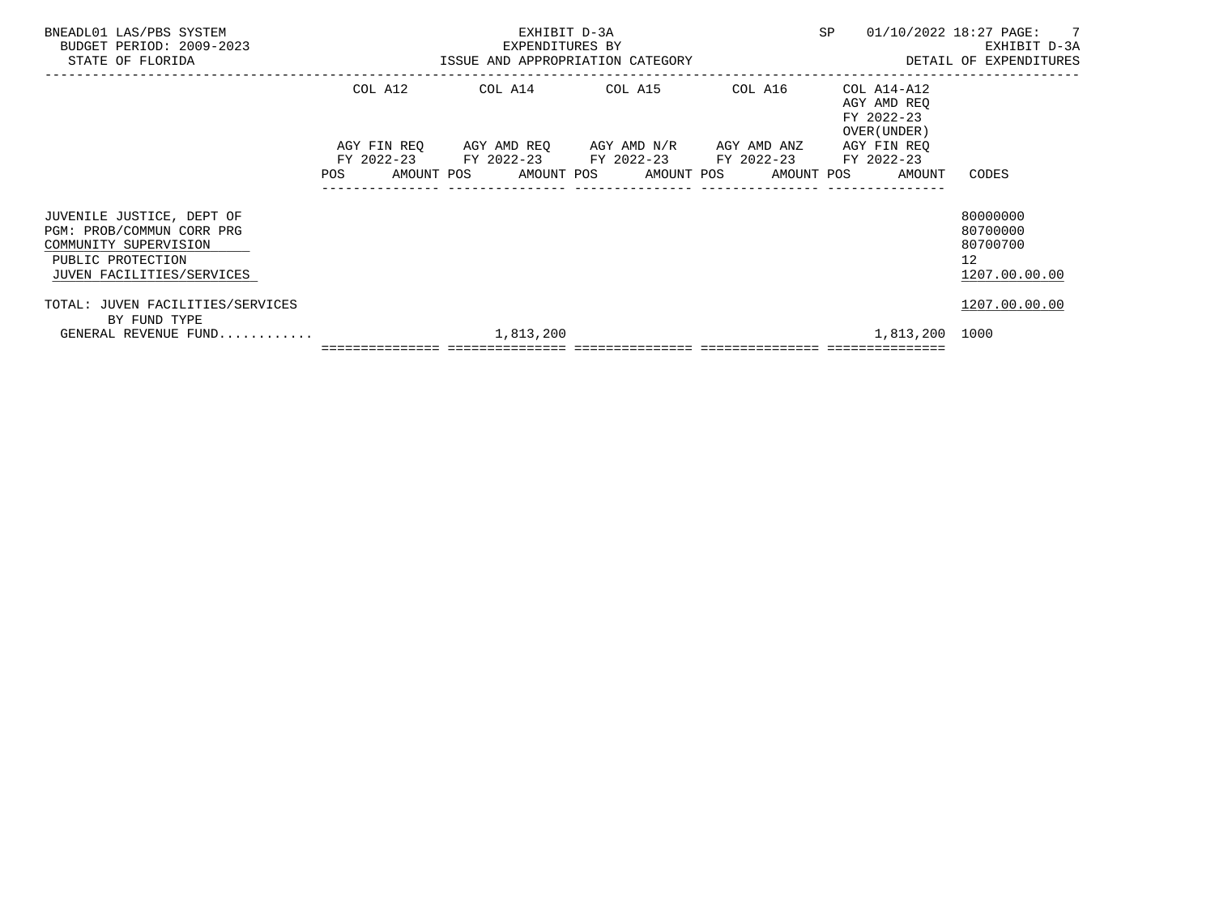BNEADL01 LAS/PBS SYSTEM
BUDGET PERIOD: 2009-2023
STATE OF FLORIDA

EXHIBIT D-3A
EXPENDITURES BY
ISSUE AND APPROPRIATION CATEGORY

SP 01/10/2022 18:27
EXHIBIT D-3A
DETAIL OF EXPENDITURES

| | COL A12 AGY FIN REQ FY 2022-23 POS AMOUNT | COL A14 AGY AMD REQ FY 2022-23 POS AMOUNT | COL A15 AGY AMD N/R FY 2022-23 POS AMOUNT | COL A16 AGY AMD ANZ FY 2022-23 POS AMOUNT | COL A14-A12 AGY AMD REQ FY 2022-23 OVER(UNDER) AGY FIN REQ FY 2022-23 POS AMOUNT | CODES |
|---|---|---|---|---|---|---|
| JUVENILE JUSTICE, DEPT OF | | | | | | 80000000 |
| PGM: PROB/COMMUN CORR PRG | | | | | | 80700000 |
| COMMUNITY SUPERVISION | | | | | | 80700700 |
| PUBLIC PROTECTION | | | | | | 12 |
| JUVEN FACILITIES/SERVICES | | | | | | 1207.00.00.00 |
| TOTAL: JUVEN FACILITIES/SERVICES | | | | | | 1207.00.00.00 |
| BY FUND TYPE | | | | | | |
| GENERAL REVENUE FUND........... | | 1,813,200 | | | 1,813,200 | 1000 |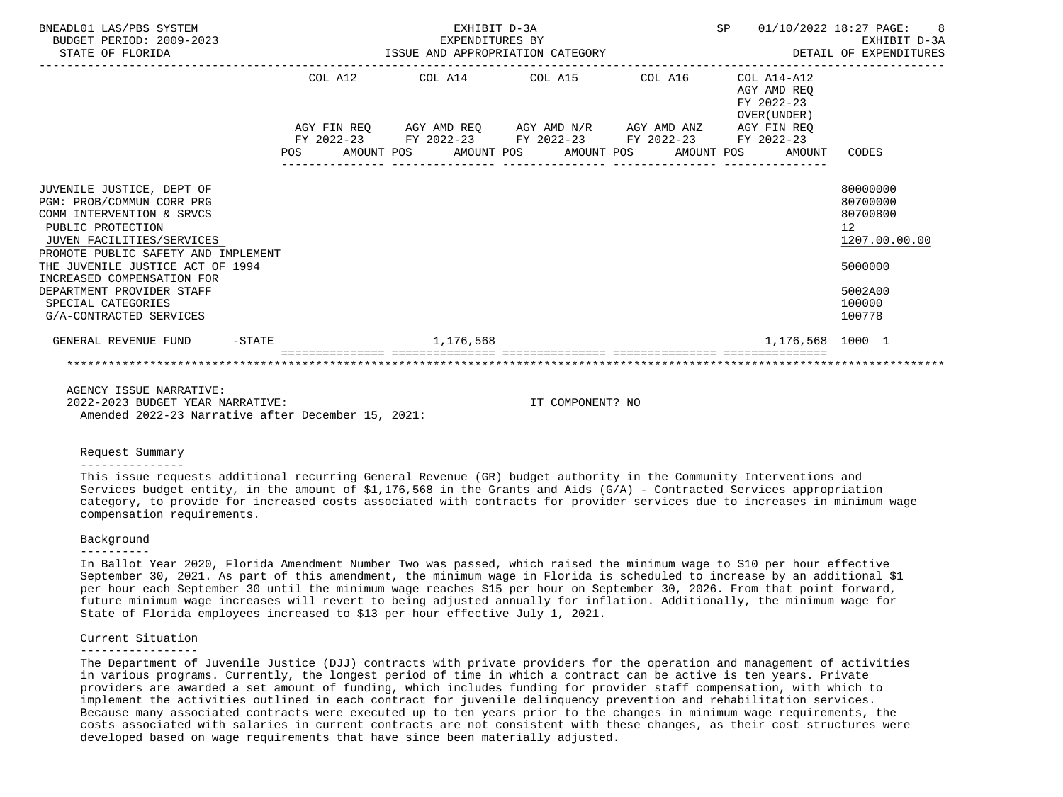| | COL A12 | | COL A14 | | COL A15 | | COL A16 | | COL A14-A12 AGY AMD REQ FY 2022-23 OVER(UNDER) | | |
|---|---|---|---|---|---|---|---|---|---|---|---|
| | AGY FIN REQ FY 2022-23 | | AGY AMD REQ FY 2022-23 | | AGY AMD N/R FY 2022-23 | | AGY AMD ANZ FY 2022-23 | | AGY FIN REQ FY 2022-23 | | |
| | POS | AMOUNT | POS | AMOUNT | POS | AMOUNT | POS | AMOUNT | POS | AMOUNT | CODES |
| JUVENILE JUSTICE, DEPT OF | | | | | | | | | | | 80000000 |
| PGM: PROB/COMMUN CORR PRG | | | | | | | | | | | 80700000 |
| COMM INTERVENTION & SRVCS | | | | | | | | | | | 80700800 |
| PUBLIC PROTECTION | | | | | | | | | | | 12 |
| JUVEN FACILITIES/SERVICES | | | | | | | | | | | 1207.00.00.00 |
| PROMOTE PUBLIC SAFETY AND IMPLEMENT THE JUVENILE JUSTICE ACT OF 1994 | | | | | | | | | | | 5000000 |
| INCREASED COMPENSATION FOR DEPARTMENT PROVIDER STAFF | | | | | | | | | | | 5002A00 |
| SPECIAL CATEGORIES | | | | | | | | | | | 100000 |
| G/A-CONTRACTED SERVICES | | | | | | | | | | | 100778 |
| GENERAL REVENUE FUND -STATE | | | | 1,176,568 | | | | | | 1,176,568 | 1000 1 |

AGENCY ISSUE NARRATIVE:
2022-2023 BUDGET YEAR NARRATIVE: IT COMPONENT? NO
Amended 2022-23 Narrative after December 15, 2021:

Request Summary
---------------
This issue requests additional recurring General Revenue (GR) budget authority in the Community Interventions and Services budget entity, in the amount of $1,176,568 in the Grants and Aids (G/A) - Contracted Services appropriation category, to provide for increased costs associated with contracts for provider services due to increases in minimum wage compensation requirements.

Background
----------
In Ballot Year 2020, Florida Amendment Number Two was passed, which raised the minimum wage to $10 per hour effective September 30, 2021. As part of this amendment, the minimum wage in Florida is scheduled to increase by an additional $1 per hour each September 30 until the minimum wage reaches $15 per hour on September 30, 2026. From that point forward, future minimum wage increases will revert to being adjusted annually for inflation. Additionally, the minimum wage for State of Florida employees increased to $13 per hour effective July 1, 2021.

Current Situation
-----------------
The Department of Juvenile Justice (DJJ) contracts with private providers for the operation and management of activities in various programs. Currently, the longest period of time in which a contract can be active is ten years. Private providers are awarded a set amount of funding, which includes funding for provider staff compensation, with which to implement the activities outlined in each contract for juvenile delinquency prevention and rehabilitation services. Because many associated contracts were executed up to ten years prior to the changes in minimum wage requirements, the costs associated with salaries in current contracts are not consistent with these changes, as their cost structures were developed based on wage requirements that have since been materially adjusted.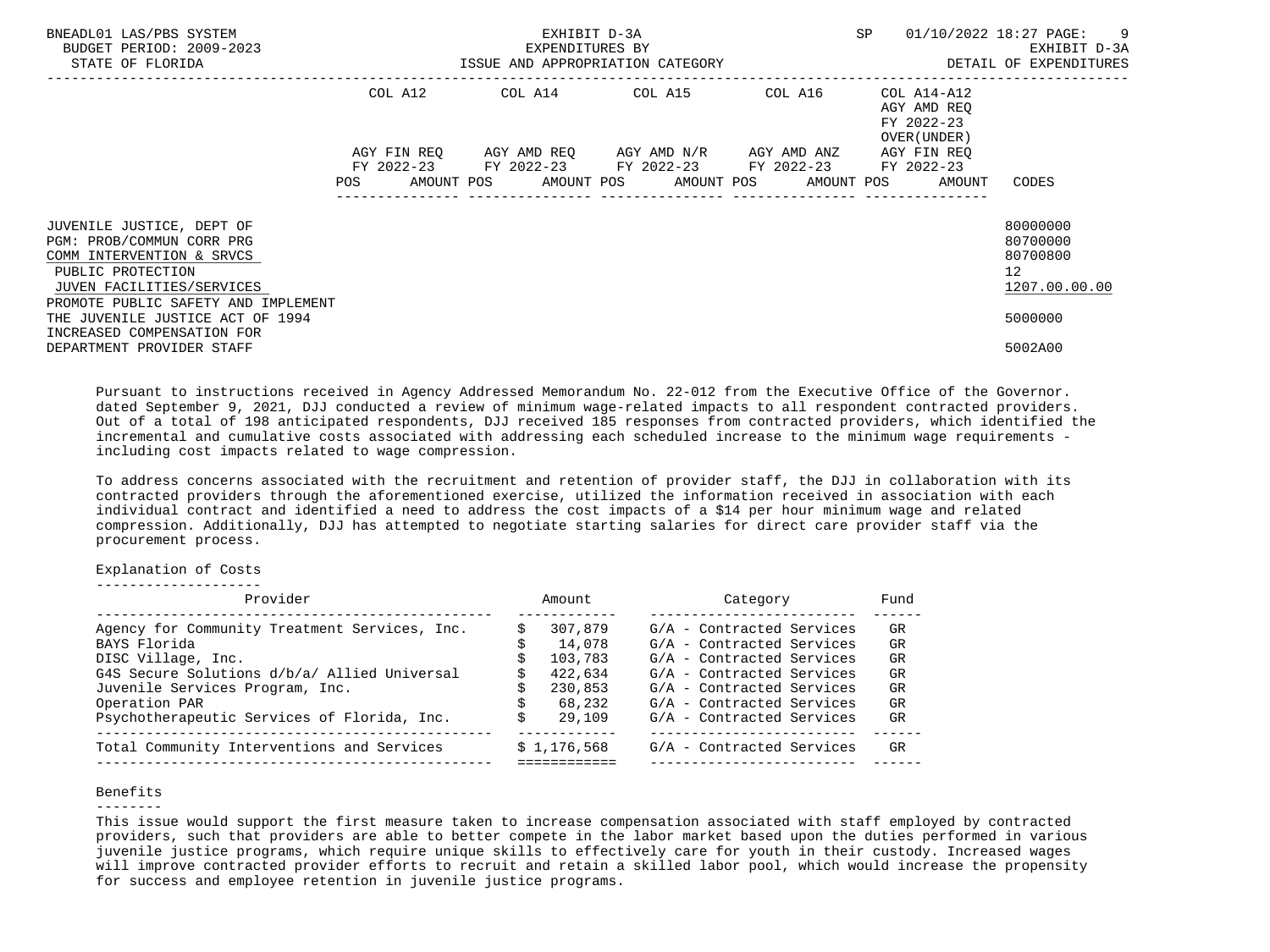| | COL A12 | COL A14 | COL A15 | COL A16 | COL A14-A12 | |
|---|---|---|---|---|---|---|
| | | | | | AGY AMD REQ FY 2022-23 OVER(UNDER) | |
| | AGY FIN REQ FY 2022-23 | AGY AMD REQ FY 2022-23 | AGY AMD N/R FY 2022-23 | AGY AMD ANZ FY 2022-23 | AGY FIN REQ FY 2022-23 | |
| | POS AMOUNT | POS AMOUNT | POS AMOUNT | POS AMOUNT | POS AMOUNT | CODES |
| JUVENILE JUSTICE, DEPT OF | | | | | | 80000000 |
| PGM: PROB/COMMUN CORR PRG | | | | | | 80700000 |
| COMM INTERVENTION & SRVCS | | | | | | 80700800 |
| PUBLIC PROTECTION | | | | | | 12 |
| JUVEN FACILITIES/SERVICES | | | | | | 1207.00.00.00 |
| PROMOTE PUBLIC SAFETY AND IMPLEMENT THE JUVENILE JUSTICE ACT OF 1994 | | | | | | 5000000 |
| INCREASED COMPENSATION FOR DEPARTMENT PROVIDER STAFF | | | | | | 5002A00 |

Pursuant to instructions received in Agency Addressed Memorandum No. 22-012 from the Executive Office of the Governor. dated September 9, 2021, DJJ conducted a review of minimum wage-related impacts to all respondent contracted providers. Out of a total of 198 anticipated respondents, DJJ received 185 responses from contracted providers, which identified the incremental and cumulative costs associated with addressing each scheduled increase to the minimum wage requirements - including cost impacts related to wage compression.

To address concerns associated with the recruitment and retention of provider staff, the DJJ in collaboration with its contracted providers through the aforementioned exercise, utilized the information received in association with each individual contract and identified a need to address the cost impacts of a $14 per hour minimum wage and related compression. Additionally, DJJ has attempted to negotiate starting salaries for direct care provider staff via the procurement process.

Explanation of Costs

| Provider | Amount | Category | Fund |
|---|---|---|---|
| Agency for Community Treatment Services, Inc. | $ 307,879 | G/A - Contracted Services | GR |
| BAYS Florida | $ 14,078 | G/A - Contracted Services | GR |
| DISC Village, Inc. | $ 103,783 | G/A - Contracted Services | GR |
| G4S Secure Solutions d/b/a/ Allied Universal | $ 422,634 | G/A - Contracted Services | GR |
| Juvenile Services Program, Inc. | $ 230,853 | G/A - Contracted Services | GR |
| Operation PAR | $ 68,232 | G/A - Contracted Services | GR |
| Psychotherapeutic Services of Florida, Inc. | $ 29,109 | G/A - Contracted Services | GR |
| Total Community Interventions and Services | $ 1,176,568 | G/A - Contracted Services | GR |

Benefits

This issue would support the first measure taken to increase compensation associated with staff employed by contracted providers, such that providers are able to better compete in the labor market based upon the duties performed in various juvenile justice programs, which require unique skills to effectively care for youth in their custody. Increased wages will improve contracted provider efforts to recruit and retain a skilled labor pool, which would increase the propensity for success and employee retention in juvenile justice programs.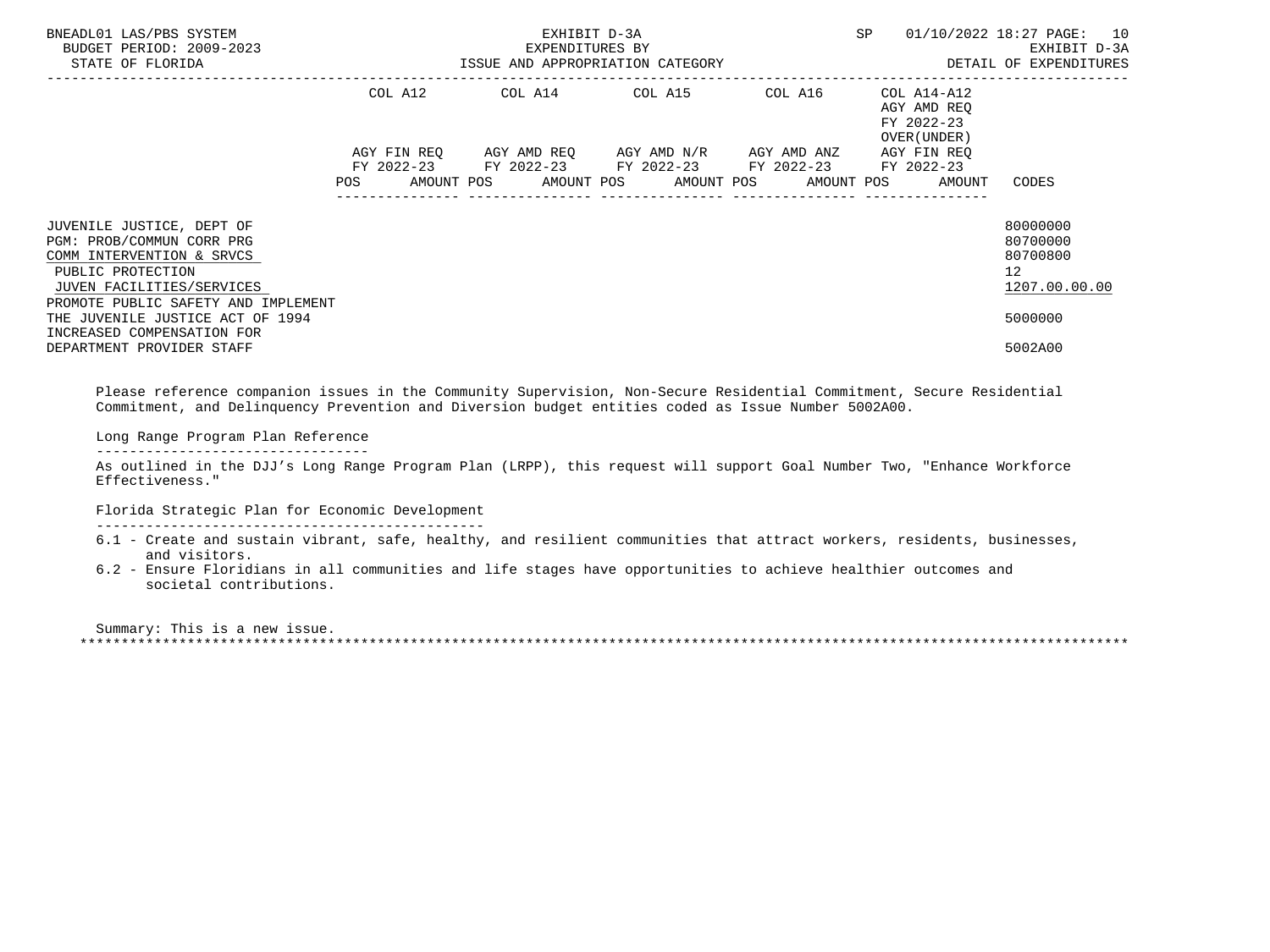| | COL A12 | | COL A14 | | COL A15 | | COL A16 | | COL A14-A12 AGY AMD REQ FY 2022-23 OVER(UNDER) | | |
|---|---|---|---|---|---|---|---|---|---|---|---|
| | AGY FIN REQ FY 2022-23 | | AGY AMD REQ FY 2022-23 | | AGY AMD N/R FY 2022-23 | | AGY AMD ANZ FY 2022-23 | | AGY FIN REQ FY 2022-23 | | |
| | POS | AMOUNT | POS | AMOUNT | POS | AMOUNT | POS | AMOUNT | POS | AMOUNT | CODES |
| JUVENILE JUSTICE, DEPT OF | | | | | | | | | | | 80000000 |
| PGM: PROB/COMMUN CORR PRG | | | | | | | | | | | 80700000 |
| COMM INTERVENTION & SRVCS | | | | | | | | | | | 80700800 |
| PUBLIC PROTECTION | | | | | | | | | | | 12 |
| JUVEN FACILITIES/SERVICES | | | | | | | | | | | 1207.00.00.00 |
| PROMOTE PUBLIC SAFETY AND IMPLEMENT THE JUVENILE JUSTICE ACT OF 1994 | | | | | | | | | | | 5000000 |
| INCREASED COMPENSATION FOR DEPARTMENT PROVIDER STAFF | | | | | | | | | | | 5002A00 |

Please reference companion issues in the Community Supervision, Non-Secure Residential Commitment, Secure Residential Commitment, and Delinquency Prevention and Diversion budget entities coded as Issue Number 5002A00.

Long Range Program Plan Reference
---------------------------------
As outlined in the DJJ's Long Range Program Plan (LRPP), this request will support Goal Number Two, "Enhance Workforce Effectiveness."

Florida Strategic Plan for Economic Development
-----------------------------------------------
6.1 - Create and sustain vibrant, safe, healthy, and resilient communities that attract workers, residents, businesses, and visitors.
6.2 - Ensure Floridians in all communities and life stages have opportunities to achieve healthier outcomes and societal contributions.

Summary: This is a new issue.
********************************************************************************************************************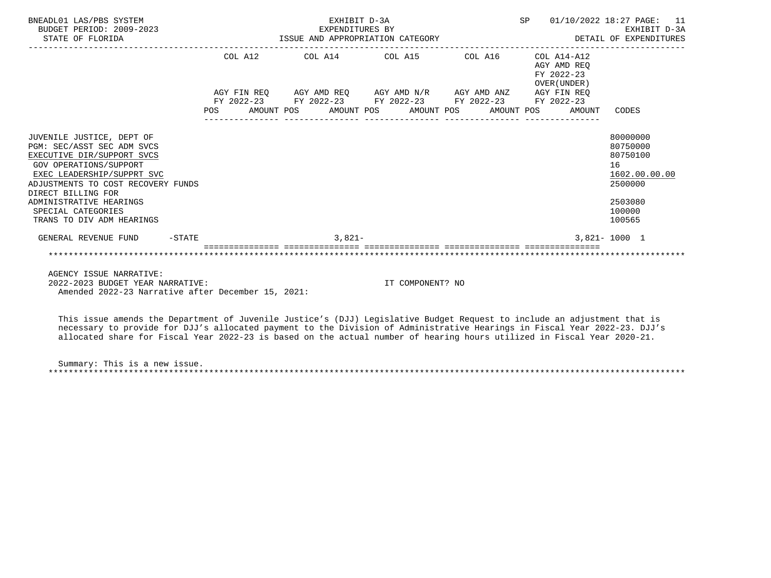BNEADL01 LAS/PBS SYSTEM | EXHIBIT D-3A | SP 01/10/2022 18:27

BUDGET PERIOD: 2009-2023 | EXPENDITURES BY | EXHIBIT D-3A

STATE OF FLORIDA | ISSUE AND APPROPRIATION CATEGORY | DETAIL OF EXPENDITURES

| | COL A12 AGY FIN REQ FY 2022-23 POS AMOUNT | COL A14 AGY AMD REQ FY 2022-23 POS AMOUNT | COL A15 AGY AMD N/R FY 2022-23 POS AMOUNT | COL A16 AGY AMD ANZ FY 2022-23 POS AMOUNT | COL A14-A12 AGY AMD REQ FY 2022-23 OVER(UNDER) AGY FIN REQ FY 2022-23 POS AMOUNT | CODES |
|---|---|---|---|---|---|---|
| JUVENILE JUSTICE, DEPT OF | | | | | | 80000000 |
| PGM: SEC/ASST SEC ADM SVCS | | | | | | 80750000 |
| EXECUTIVE DIR/SUPPORT SVCS | | | | | | 80750100 |
| GOV OPERATIONS/SUPPORT | | | | | | 16 |
| EXEC LEADERSHIP/SUPPRT SVC | | | | | | 1602.00.00.00 |
| ADJUSTMENTS TO COST RECOVERY FUNDS | | | | | | 2500000 |
| DIRECT BILLING FOR ADMINISTRATIVE HEARINGS | | | | | | 2503080 |
| SPECIAL CATEGORIES | | | | | | 100000 |
| TRANS TO DIV ADM HEARINGS | | | | | | 100565 |
| GENERAL REVENUE FUND -STATE | | 3,821- | | | 3,821- | 1000 1 |

AGENCY ISSUE NARRATIVE:

2022-2023 BUDGET YEAR NARRATIVE: IT COMPONENT? NO

Amended 2022-23 Narrative after December 15, 2021:

This issue amends the Department of Juvenile Justice's (DJJ) Legislative Budget Request to include an adjustment that is necessary to provide for DJJ's allocated payment to the Division of Administrative Hearings in Fiscal Year 2022-23. DJJ's allocated share for Fiscal Year 2022-23 is based on the actual number of hearing hours utilized in Fiscal Year 2020-21.

Summary: This is a new issue.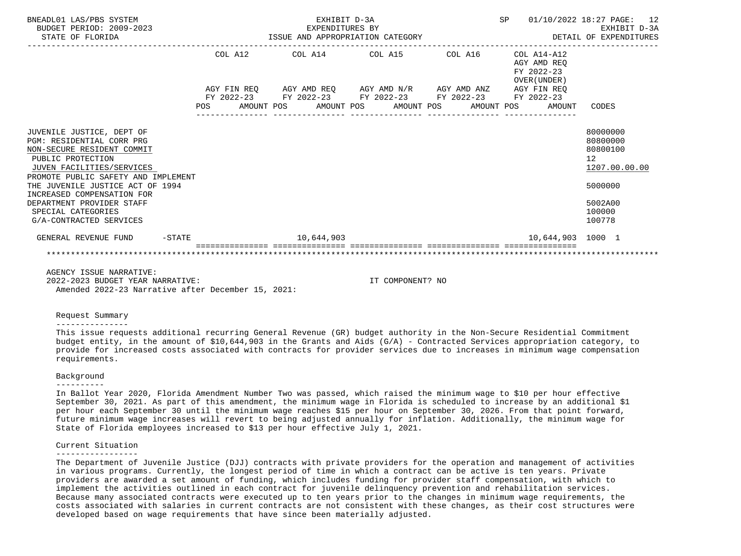BNEADL01 LAS/PBS SYSTEM — BUDGET PERIOD: 2009-2023 — STATE OF FLORIDA

EXHIBIT D-3A
EXPENDITURES BY ISSUE AND APPROPRIATION CATEGORY

SP 01/10/2022 18:27 — EXHIBIT D-3A — DETAIL OF EXPENDITURES

| | COL A12 AGY FIN REQ FY 2022-23 POS AMOUNT | COL A14 AGY AMD REQ FY 2022-23 POS AMOUNT | COL A15 AGY AMD N/R FY 2022-23 POS AMOUNT | COL A16 AGY AMD ANZ FY 2022-23 POS AMOUNT | COL A14-A12 AGY AMD REQ FY 2022-23 OVER(UNDER) AGY FIN REQ FY 2022-23 POS AMOUNT | CODES |
|---|---|---|---|---|---|---|
| JUVENILE JUSTICE, DEPT OF | | | | | | 80000000 |
| PGM: RESIDENTIAL CORR PRG | | | | | | 80800000 |
| NON-SECURE RESIDENT COMMIT | | | | | | 80800100 |
| PUBLIC PROTECTION | | | | | | 12 |
| JUVEN FACILITIES/SERVICES | | | | | | 1207.00.00.00 |
| PROMOTE PUBLIC SAFETY AND IMPLEMENT THE JUVENILE JUSTICE ACT OF 1994 | | | | | | 5000000 |
| INCREASED COMPENSATION FOR DEPARTMENT PROVIDER STAFF | | | | | | 5002A00 |
| SPECIAL CATEGORIES | | | | | | 100000 |
| G/A-CONTRACTED SERVICES | | | | | | 100778 |
| GENERAL REVENUE FUND -STATE | | 10,644,903 | | | 10,644,903 | 1000 1 |

AGENCY ISSUE NARRATIVE:
2022-2023 BUDGET YEAR NARRATIVE: IT COMPONENT? NO
Amended 2022-23 Narrative after December 15, 2021:

## Request Summary

This issue requests additional recurring General Revenue (GR) budget authority in the Non-Secure Residential Commitment budget entity, in the amount of $10,644,903 in the Grants and Aids (G/A) - Contracted Services appropriation category, to provide for increased costs associated with contracts for provider services due to increases in minimum wage compensation requirements.

## Background

In Ballot Year 2020, Florida Amendment Number Two was passed, which raised the minimum wage to $10 per hour effective September 30, 2021. As part of this amendment, the minimum wage in Florida is scheduled to increase by an additional $1 per hour each September 30 until the minimum wage reaches $15 per hour on September 30, 2026. From that point forward, future minimum wage increases will revert to being adjusted annually for inflation. Additionally, the minimum wage for State of Florida employees increased to $13 per hour effective July 1, 2021.

## Current Situation

The Department of Juvenile Justice (DJJ) contracts with private providers for the operation and management of activities in various programs. Currently, the longest period of time in which a contract can be active is ten years. Private providers are awarded a set amount of funding, which includes funding for provider staff compensation, with which to implement the activities outlined in each contract for juvenile delinquency prevention and rehabilitation services. Because many associated contracts were executed up to ten years prior to the changes in minimum wage requirements, the costs associated with salaries in current contracts are not consistent with these changes, as their cost structures were developed based on wage requirements that have since been materially adjusted.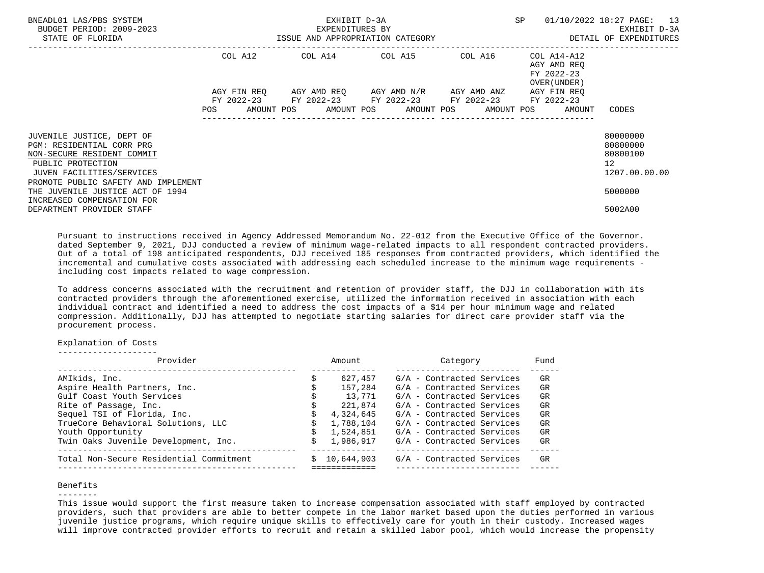| | COL A12 | COL A14 | COL A15 | COL A16 | COL A14-A12 AGY AMD REQ FY 2022-23 OVER(UNDER) | |
|---|---|---|---|---|---|---|
| | AGY FIN REQ FY 2022-23 | AGY AMD REQ FY 2022-23 | AGY AMD N/R FY 2022-23 | AGY AMD ANZ FY 2022-23 | AGY FIN REQ FY 2022-23 | |
| | POS AMOUNT | POS AMOUNT | POS AMOUNT | POS AMOUNT | POS AMOUNT | CODES |
| JUVENILE JUSTICE, DEPT OF | | | | | | 80000000 |
| PGM: RESIDENTIAL CORR PRG | | | | | | 80800000 |
| NON-SECURE RESIDENT COMMIT | | | | | | 80800100 |
| PUBLIC PROTECTION | | | | | | 12 |
| JUVEN FACILITIES/SERVICES | | | | | | 1207.00.00.00 |
| PROMOTE PUBLIC SAFETY AND IMPLEMENT THE JUVENILE JUSTICE ACT OF 1994 | | | | | | 5000000 |
| INCREASED COMPENSATION FOR DEPARTMENT PROVIDER STAFF | | | | | | 5002A00 |

Pursuant to instructions received in Agency Addressed Memorandum No. 22-012 from the Executive Office of the Governor. dated September 9, 2021, DJJ conducted a review of minimum wage-related impacts to all respondent contracted providers. Out of a total of 198 anticipated respondents, DJJ received 185 responses from contracted providers, which identified the incremental and cumulative costs associated with addressing each scheduled increase to the minimum wage requirements - including cost impacts related to wage compression.

To address concerns associated with the recruitment and retention of provider staff, the DJJ in collaboration with its contracted providers through the aforementioned exercise, utilized the information received in association with each individual contract and identified a need to address the cost impacts of a $14 per hour minimum wage and related compression. Additionally, DJJ has attempted to negotiate starting salaries for direct care provider staff via the procurement process.

Explanation of Costs

| Provider | Amount | Category | Fund |
|---|---|---|---|
| AMIkids, Inc. | $ 627,457 | G/A - Contracted Services | GR |
| Aspire Health Partners, Inc. | $ 157,284 | G/A - Contracted Services | GR |
| Gulf Coast Youth Services | $ 13,771 | G/A - Contracted Services | GR |
| Rite of Passage, Inc. | $ 221,874 | G/A - Contracted Services | GR |
| Sequel TSI of Florida, Inc. | $ 4,324,645 | G/A - Contracted Services | GR |
| TrueCore Behavioral Solutions, LLC | $ 1,788,104 | G/A - Contracted Services | GR |
| Youth Opportunity | $ 1,524,851 | G/A - Contracted Services | GR |
| Twin Oaks Juvenile Development, Inc. | $ 1,986,917 | G/A - Contracted Services | GR |
| Total Non-Secure Residential Commitment | $ 10,644,903 | G/A - Contracted Services | GR |

Benefits

This issue would support the first measure taken to increase compensation associated with staff employed by contracted providers, such that providers are able to better compete in the labor market based upon the duties performed in various juvenile justice programs, which require unique skills to effectively care for youth in their custody. Increased wages will improve contracted provider efforts to recruit and retain a skilled labor pool, which would increase the propensity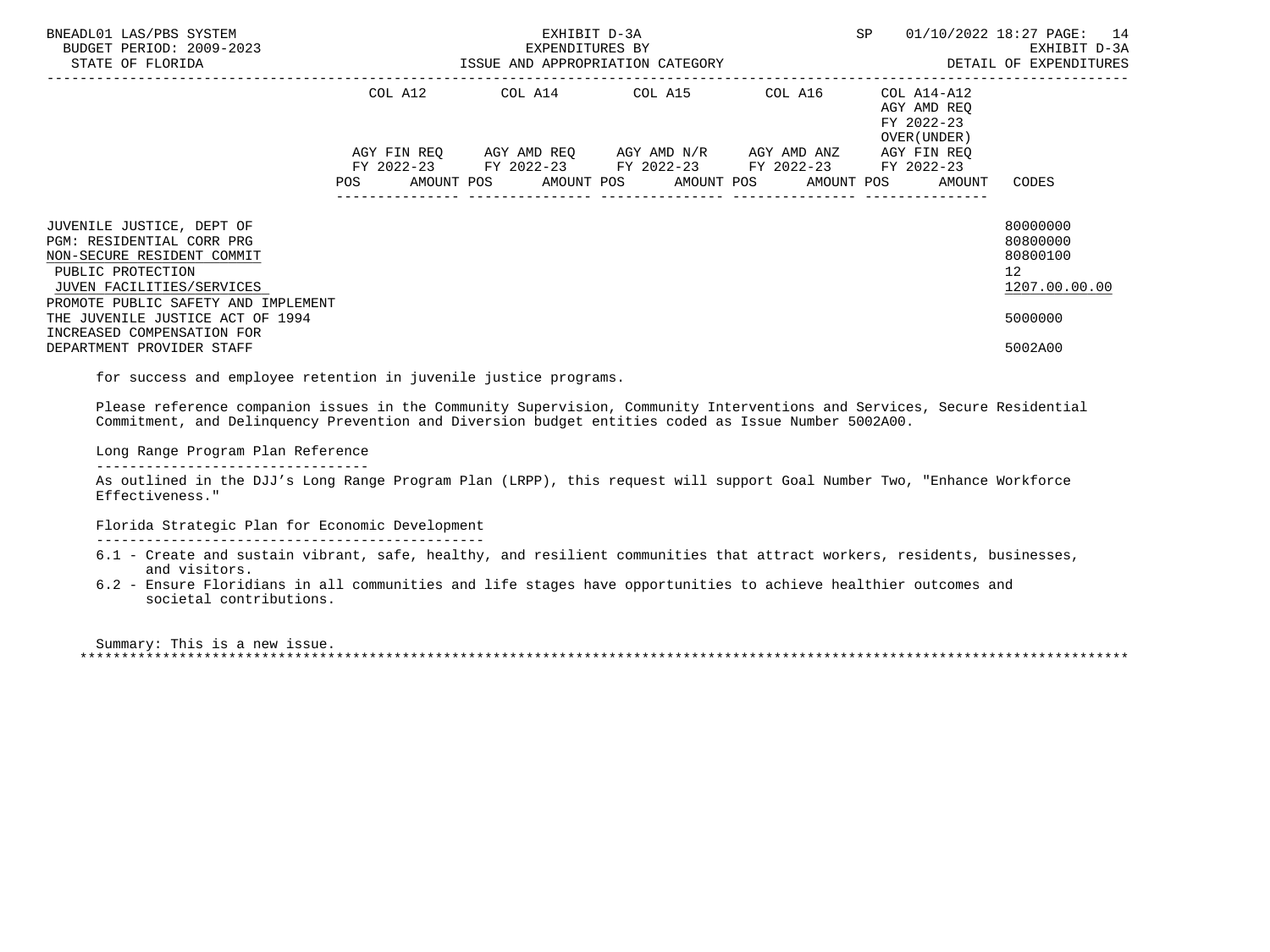| | COL A12 | | COL A14 | | COL A15 | | COL A16 | | COL A14-A12 AGY AMD REQ FY 2022-23 OVER(UNDER) | | |
|---|---|---|---|---|---|---|---|---|---|---|---|
| | AGY FIN REQ FY 2022-23 | | AGY AMD REQ FY 2022-23 | | AGY AMD N/R FY 2022-23 | | AGY AMD ANZ FY 2022-23 | | AGY FIN REQ FY 2022-23 | | |
| | POS | AMOUNT | POS | AMOUNT | POS | AMOUNT | POS | AMOUNT | POS | AMOUNT | CODES |
| JUVENILE JUSTICE, DEPT OF | | | | | | | | | | | 80000000 |
| PGM: RESIDENTIAL CORR PRG | | | | | | | | | | | 80800000 |
| NON-SECURE RESIDENT COMMIT | | | | | | | | | | | 80800100 |
| PUBLIC PROTECTION | | | | | | | | | | | 12 |
| JUVEN FACILITIES/SERVICES | | | | | | | | | | | 1207.00.00.00 |
| PROMOTE PUBLIC SAFETY AND IMPLEMENT THE JUVENILE JUSTICE ACT OF 1994 | | | | | | | | | | | 5000000 |
| INCREASED COMPENSATION FOR DEPARTMENT PROVIDER STAFF | | | | | | | | | | | 5002A00 |

for success and employee retention in juvenile justice programs.

Please reference companion issues in the Community Supervision, Community Interventions and Services, Secure Residential Commitment, and Delinquency Prevention and Diversion budget entities coded as Issue Number 5002A00.

Long Range Program Plan Reference
---------------------------------
As outlined in the DJJ's Long Range Program Plan (LRPP), this request will support Goal Number Two, "Enhance Workforce Effectiveness."

Florida Strategic Plan for Economic Development
-----------------------------------------------
6.1 - Create and sustain vibrant, safe, healthy, and resilient communities that attract workers, residents, businesses, and visitors.
6.2 - Ensure Floridians in all communities and life stages have opportunities to achieve healthier outcomes and societal contributions.

Summary: This is a new issue.
*******************************************************************************************************************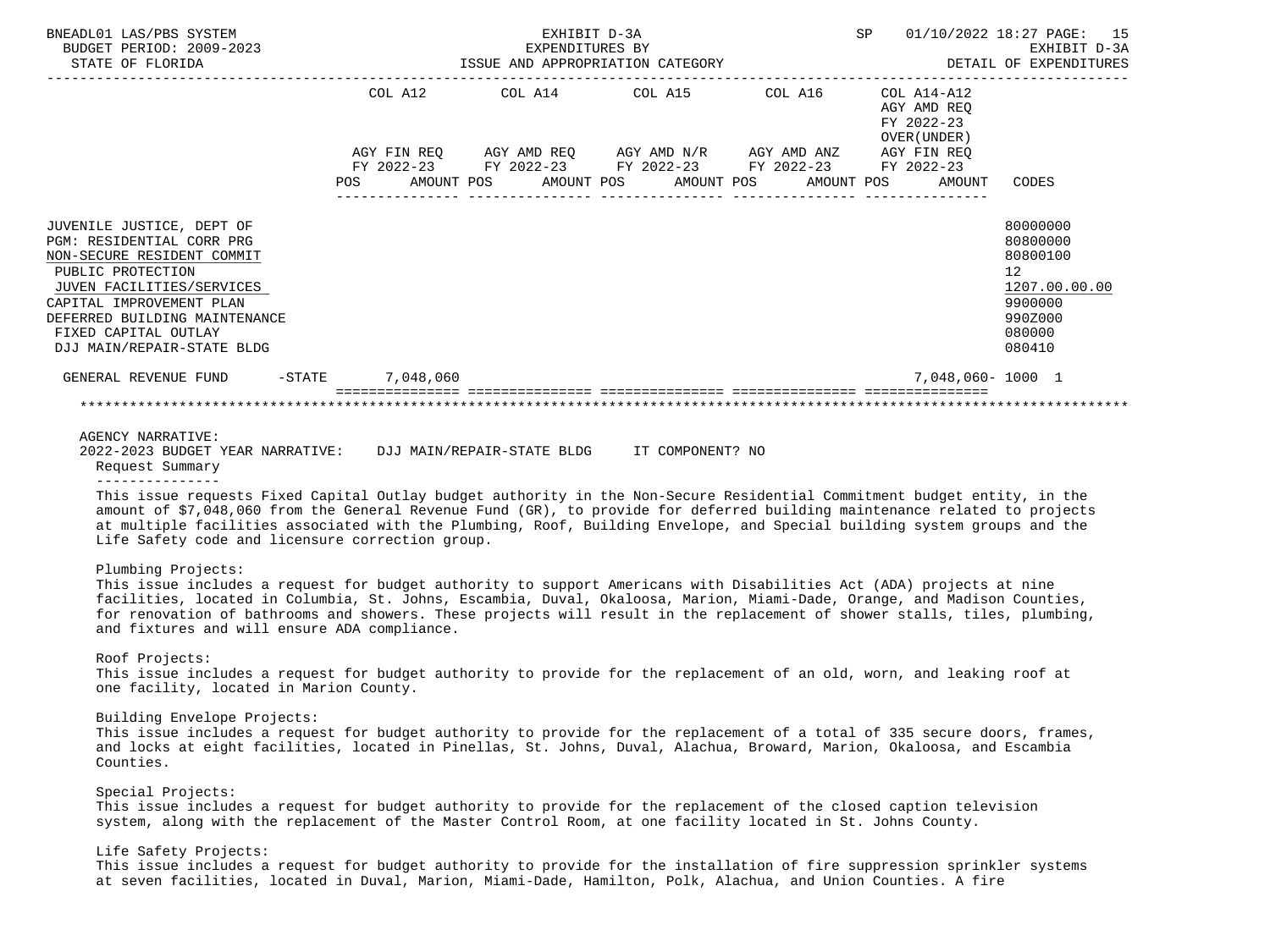BNEADL01 LAS/PBS SYSTEM — EXHIBIT D-3A — SP 01/10/2022 18:27
BUDGET PERIOD: 2009-2023 — EXPENDITURES BY — EXHIBIT D-3A
STATE OF FLORIDA — ISSUE AND APPROPRIATION CATEGORY — DETAIL OF EXPENDITURES

| | COL A12 AGY FIN REQ FY 2022-23 POS AMOUNT | COL A14 AGY AMD REQ FY 2022-23 POS AMOUNT | COL A15 AGY AMD N/R FY 2022-23 POS AMOUNT | COL A16 AGY AMD ANZ FY 2022-23 POS AMOUNT | COL A14-A12 AGY AMD REQ FY 2022-23 OVER(UNDER) AGY FIN REQ FY 2022-23 POS AMOUNT | CODES |
|---|---|---|---|---|---|---|
| JUVENILE JUSTICE, DEPT OF | | | | | | 80000000 |
| PGM: RESIDENTIAL CORR PRG | | | | | | 80800000 |
| NON-SECURE RESIDENT COMMIT | | | | | | 80800100 |
| PUBLIC PROTECTION | | | | | | 12 |
| JUVEN FACILITIES/SERVICES | | | | | | 1207.00.00.00 |
| CAPITAL IMPROVEMENT PLAN | | | | | | 9900000 |
| DEFERRED BUILDING MAINTENANCE | | | | | | 990Z000 |
| FIXED CAPITAL OUTLAY | | | | | | 080000 |
| DJJ MAIN/REPAIR-STATE BLDG | | | | | | 080410 |
| GENERAL REVENUE FUND -STATE | 7,048,060 | | | | 7,048,060- | 1000 1 |

AGENCY NARRATIVE:
2022-2023 BUDGET YEAR NARRATIVE: DJJ MAIN/REPAIR-STATE BLDG IT COMPONENT? NO

Request Summary

This issue requests Fixed Capital Outlay budget authority in the Non-Secure Residential Commitment budget entity, in the amount of $7,048,060 from the General Revenue Fund (GR), to provide for deferred building maintenance related to projects at multiple facilities associated with the Plumbing, Roof, Building Envelope, and Special building system groups and the Life Safety code and licensure correction group.

Plumbing Projects:
This issue includes a request for budget authority to support Americans with Disabilities Act (ADA) projects at nine facilities, located in Columbia, St. Johns, Escambia, Duval, Okaloosa, Marion, Miami-Dade, Orange, and Madison Counties, for renovation of bathrooms and showers. These projects will result in the replacement of shower stalls, tiles, plumbing, and fixtures and will ensure ADA compliance.

Roof Projects:
This issue includes a request for budget authority to provide for the replacement of an old, worn, and leaking roof at one facility, located in Marion County.

Building Envelope Projects:
This issue includes a request for budget authority to provide for the replacement of a total of 335 secure doors, frames, and locks at eight facilities, located in Pinellas, St. Johns, Duval, Alachua, Broward, Marion, Okaloosa, and Escambia Counties.

Special Projects:
This issue includes a request for budget authority to provide for the replacement of the closed caption television system, along with the replacement of the Master Control Room, at one facility located in St. Johns County.

Life Safety Projects:
This issue includes a request for budget authority to provide for the installation of fire suppression sprinkler systems at seven facilities, located in Duval, Marion, Miami-Dade, Hamilton, Polk, Alachua, and Union Counties. A fire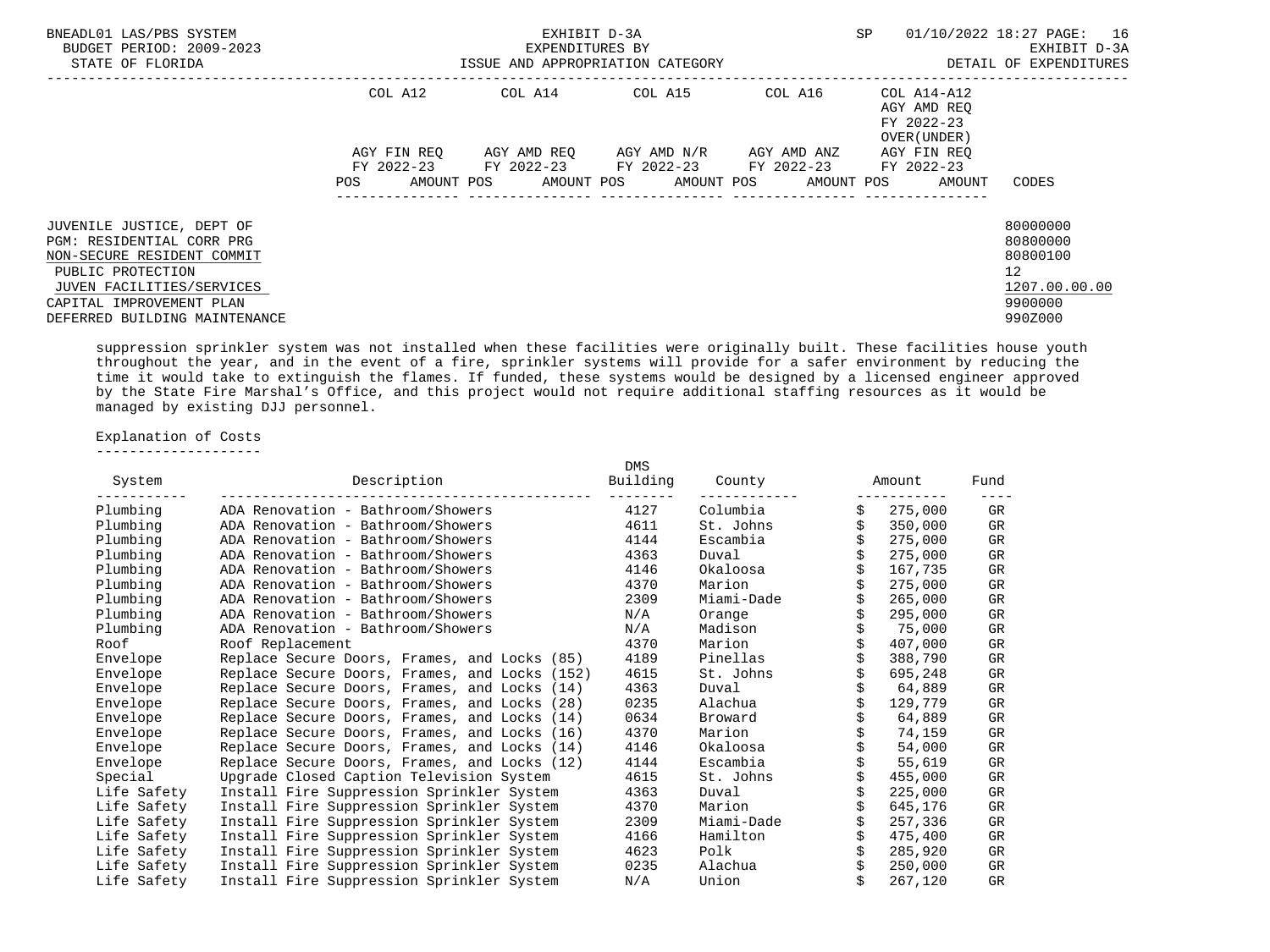BNEADL01 LAS/PBS SYSTEM — BUDGET PERIOD: 2009-2023 — STATE OF FLORIDA

EXHIBIT D-3A — EXPENDITURES BY ISSUE AND APPROPRIATION CATEGORY — DETAIL OF EXPENDITURES

SP 01/10/2022 18:27

| | COL A12 | COL A14 | COL A15 | COL A16 | COL A14-A12 AGY AMD REQ FY 2022-23 OVER(UNDER) | |
|---|---|---|---|---|---|---|
| | AGY FIN REQ FY 2022-23 | AGY AMD REQ FY 2022-23 | AGY AMD N/R FY 2022-23 | AGY AMD ANZ FY 2022-23 | AGY FIN REQ FY 2022-23 | |
| | POS AMOUNT | POS AMOUNT | POS AMOUNT | POS AMOUNT | POS AMOUNT | CODES |

| | CODES |
|---|---|
| JUVENILE JUSTICE, DEPT OF | 80000000 |
| PGM: RESIDENTIAL CORR PRG | 80800000 |
| NON-SECURE RESIDENT COMMIT | 80800100 |
| PUBLIC PROTECTION | 12 |
| JUVEN FACILITIES/SERVICES | 1207.00.00.00 |
| CAPITAL IMPROVEMENT PLAN | 9900000 |
| DEFERRED BUILDING MAINTENANCE | 990Z000 |

suppression sprinkler system was not installed when these facilities were originally built. These facilities house youth throughout the year, and in the event of a fire, sprinkler systems will provide for a safer environment by reducing the time it would take to extinguish the flames. If funded, these systems would be designed by a licensed engineer approved by the State Fire Marshal's Office, and this project would not require additional staffing resources as it would be managed by existing DJJ personnel.

Explanation of Costs

| System | Description | DMS Building | County | Amount | Fund |
|---|---|---|---|---|---|
| Plumbing | ADA Renovation - Bathroom/Showers | 4127 | Columbia | $ 275,000 | GR |
| Plumbing | ADA Renovation - Bathroom/Showers | 4611 | St. Johns | $ 350,000 | GR |
| Plumbing | ADA Renovation - Bathroom/Showers | 4144 | Escambia | $ 275,000 | GR |
| Plumbing | ADA Renovation - Bathroom/Showers | 4363 | Duval | $ 275,000 | GR |
| Plumbing | ADA Renovation - Bathroom/Showers | 4146 | Okaloosa | $ 167,735 | GR |
| Plumbing | ADA Renovation - Bathroom/Showers | 4370 | Marion | $ 275,000 | GR |
| Plumbing | ADA Renovation - Bathroom/Showers | 2309 | Miami-Dade | $ 265,000 | GR |
| Plumbing | ADA Renovation - Bathroom/Showers | N/A | Orange | $ 295,000 | GR |
| Plumbing | ADA Renovation - Bathroom/Showers | N/A | Madison | $ 75,000 | GR |
| Roof | Roof Replacement | 4370 | Marion | $ 407,000 | GR |
| Envelope | Replace Secure Doors, Frames, and Locks (85) | 4189 | Pinellas | $ 388,790 | GR |
| Envelope | Replace Secure Doors, Frames, and Locks (152) | 4615 | St. Johns | $ 695,248 | GR |
| Envelope | Replace Secure Doors, Frames, and Locks (14) | 4363 | Duval | $ 64,889 | GR |
| Envelope | Replace Secure Doors, Frames, and Locks (28) | 0235 | Alachua | $ 129,779 | GR |
| Envelope | Replace Secure Doors, Frames, and Locks (14) | 0634 | Broward | $ 64,889 | GR |
| Envelope | Replace Secure Doors, Frames, and Locks (16) | 4370 | Marion | $ 74,159 | GR |
| Envelope | Replace Secure Doors, Frames, and Locks (14) | 4146 | Okaloosa | $ 54,000 | GR |
| Envelope | Replace Secure Doors, Frames, and Locks (12) | 4144 | Escambia | $ 55,619 | GR |
| Special | Upgrade Closed Caption Television System | 4615 | St. Johns | $ 455,000 | GR |
| Life Safety | Install Fire Suppression Sprinkler System | 4363 | Duval | $ 225,000 | GR |
| Life Safety | Install Fire Suppression Sprinkler System | 4370 | Marion | $ 645,176 | GR |
| Life Safety | Install Fire Suppression Sprinkler System | 2309 | Miami-Dade | $ 257,336 | GR |
| Life Safety | Install Fire Suppression Sprinkler System | 4166 | Hamilton | $ 475,400 | GR |
| Life Safety | Install Fire Suppression Sprinkler System | 4623 | Polk | $ 285,920 | GR |
| Life Safety | Install Fire Suppression Sprinkler System | 0235 | Alachua | $ 250,000 | GR |
| Life Safety | Install Fire Suppression Sprinkler System | N/A | Union | $ 267,120 | GR |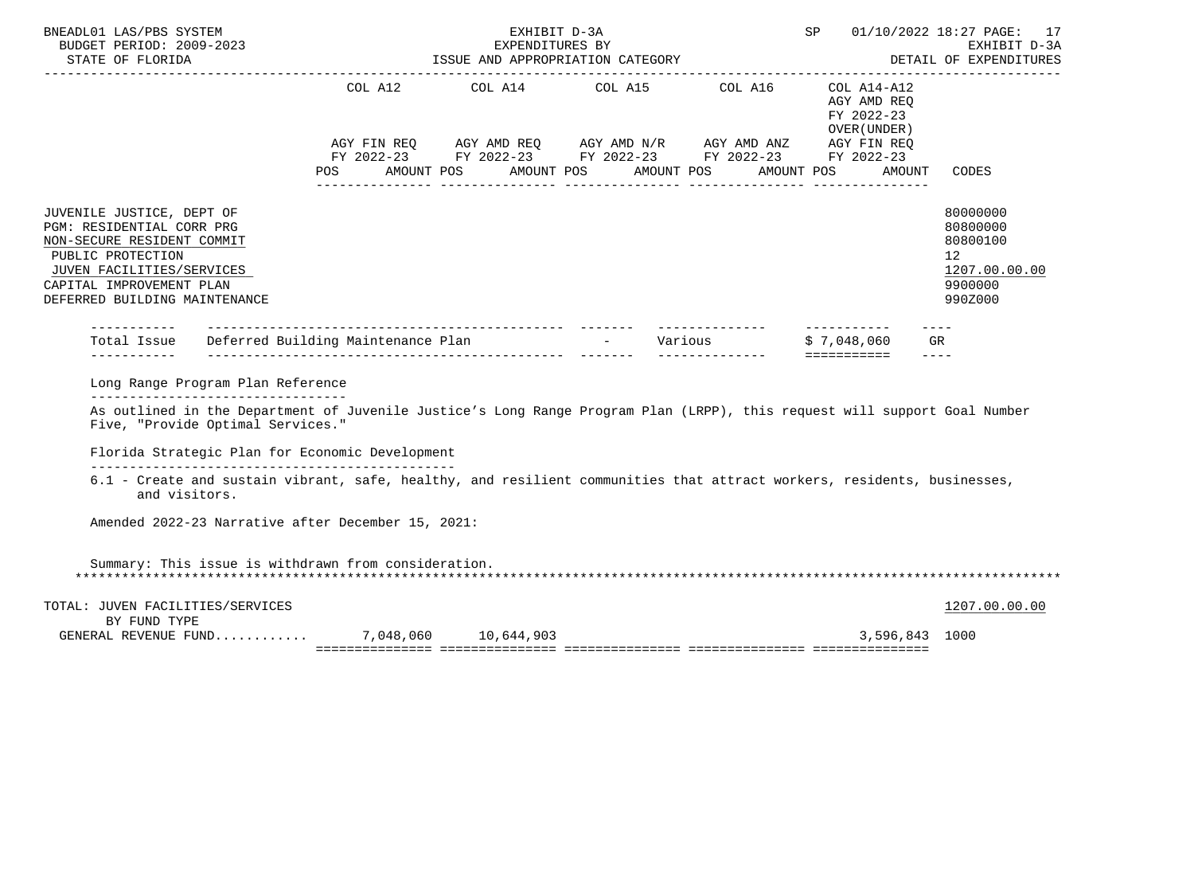BNEADL01 LAS/PBS SYSTEM — BUDGET PERIOD: 2009-2023 — STATE OF FLORIDA

EXHIBIT D-3A — EXPENDITURES BY ISSUE AND APPROPRIATION CATEGORY — DETAIL OF EXPENDITURES

SP 01/10/2022 18:27

| | COL A12 AGY FIN REQ FY 2022-23 POS AMOUNT | COL A14 AGY AMD REQ FY 2022-23 POS AMOUNT | COL A15 AGY AMD N/R FY 2022-23 POS AMOUNT | COL A16 AGY AMD ANZ FY 2022-23 POS AMOUNT | COL A14-A12 AGY AMD REQ FY 2022-23 OVER(UNDER) AGY FIN REQ FY 2022-23 POS AMOUNT | CODES |
|---|---|---|---|---|---|---|
| JUVENILE JUSTICE, DEPT OF | | | | | | 80000000 |
| PGM: RESIDENTIAL CORR PRG | | | | | | 80800000 |
| NON-SECURE RESIDENT COMMIT | | | | | | 80800100 |
| PUBLIC PROTECTION | | | | | | 12 |
| JUVEN FACILITIES/SERVICES | | | | | | 1207.00.00.00 |
| CAPITAL IMPROVEMENT PLAN | | | | | | 9900000 |
| DEFERRED BUILDING MAINTENANCE | | | | | | 990Z000 |

| | | | | | |
|---|---|---|---|---|---|
| Total Issue | Deferred Building Maintenance Plan | - | Various | $ 7,048,060 | GR |

Long Range Program Plan Reference

As outlined in the Department of Juvenile Justice's Long Range Program Plan (LRPP), this request will support Goal Number Five, "Provide Optimal Services."

Florida Strategic Plan for Economic Development

6.1 - Create and sustain vibrant, safe, healthy, and resilient communities that attract workers, residents, businesses, and visitors.

Amended 2022-23 Narrative after December 15, 2021:

Summary: This issue is withdrawn from consideration.

| | COL A12 | COL A14 | COL A15 | COL A16 | COL A14-A12 | CODES |
|---|---|---|---|---|---|---|
| TOTAL: JUVEN FACILITIES/SERVICES | | | | | | 1207.00.00.00 |
| BY FUND TYPE | | | | | | |
| GENERAL REVENUE FUND........... | 7,048,060 | 10,644,903 | | | 3,596,843 | 1000 |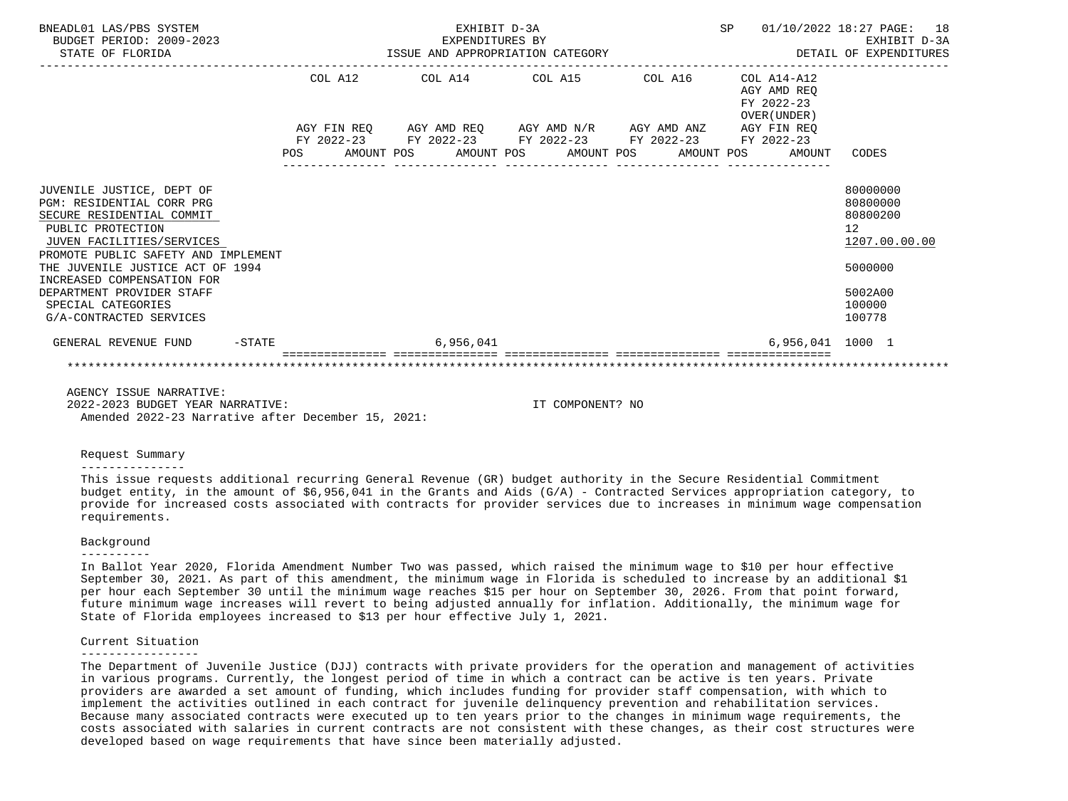BNEADL01 LAS/PBS SYSTEM — EXHIBIT D-3A — EXPENDITURES BY ISSUE AND APPROPRIATION CATEGORY — SP 01/10/2022 18:27
BUDGET PERIOD: 2009-2023 — STATE OF FLORIDA — EXHIBIT D-3A DETAIL OF EXPENDITURES

| | COL A12 AGY FIN REQ FY 2022-23 POS AMOUNT | COL A14 AGY AMD REQ FY 2022-23 POS AMOUNT | COL A15 AGY AMD N/R FY 2022-23 POS AMOUNT | COL A16 AGY AMD ANZ FY 2022-23 POS AMOUNT | COL A14-A12 AGY AMD REQ FY 2022-23 OVER(UNDER) AGY FIN REQ FY 2022-23 POS AMOUNT | CODES |
|---|---|---|---|---|---|---|
| JUVENILE JUSTICE, DEPT OF | | | | | | 80000000 |
| PGM: RESIDENTIAL CORR PRG | | | | | | 80800000 |
| SECURE RESIDENTIAL COMMIT | | | | | | 80800200 |
| PUBLIC PROTECTION | | | | | | 12 |
| JUVEN FACILITIES/SERVICES | | | | | | 1207.00.00.00 |
| PROMOTE PUBLIC SAFETY AND IMPLEMENT THE JUVENILE JUSTICE ACT OF 1994 | | | | | | 5000000 |
| INCREASED COMPENSATION FOR DEPARTMENT PROVIDER STAFF | | | | | | 5002A00 |
| SPECIAL CATEGORIES | | | | | | 100000 |
| G/A-CONTRACTED SERVICES | | | | | | 100778 |
| GENERAL REVENUE FUND -STATE | | 6,956,041 | | | 6,956,041 | 1000 1 |

AGENCY ISSUE NARRATIVE:
2022-2023 BUDGET YEAR NARRATIVE: IT COMPONENT? NO
Amended 2022-23 Narrative after December 15, 2021:

Request Summary

This issue requests additional recurring General Revenue (GR) budget authority in the Secure Residential Commitment budget entity, in the amount of $6,956,041 in the Grants and Aids (G/A) - Contracted Services appropriation category, to provide for increased costs associated with contracts for provider services due to increases in minimum wage compensation requirements.

Background

In Ballot Year 2020, Florida Amendment Number Two was passed, which raised the minimum wage to $10 per hour effective September 30, 2021. As part of this amendment, the minimum wage in Florida is scheduled to increase by an additional $1 per hour each September 30 until the minimum wage reaches $15 per hour on September 30, 2026. From that point forward, future minimum wage increases will revert to being adjusted annually for inflation. Additionally, the minimum wage for State of Florida employees increased to $13 per hour effective July 1, 2021.

Current Situation

The Department of Juvenile Justice (DJJ) contracts with private providers for the operation and management of activities in various programs. Currently, the longest period of time in which a contract can be active is ten years. Private providers are awarded a set amount of funding, which includes funding for provider staff compensation, with which to implement the activities outlined in each contract for juvenile delinquency prevention and rehabilitation services. Because many associated contracts were executed up to ten years prior to the changes in minimum wage requirements, the costs associated with salaries in current contracts are not consistent with these changes, as their cost structures were developed based on wage requirements that have since been materially adjusted.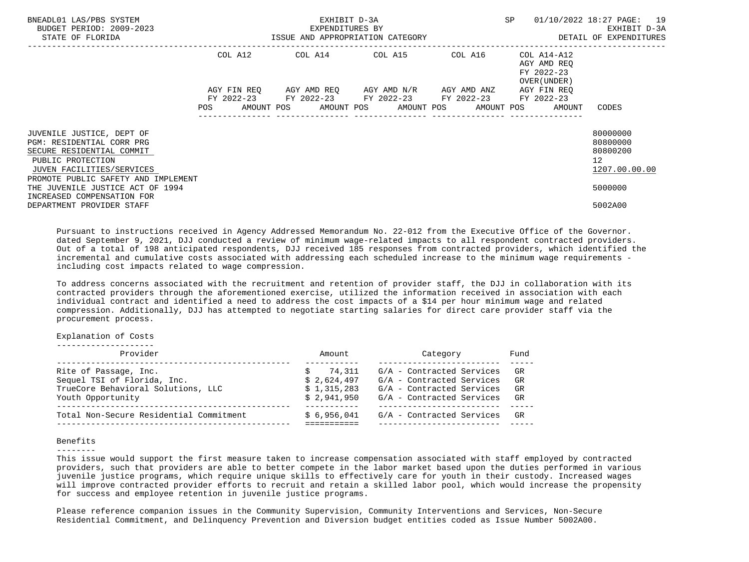| | COL A12 | | COL A14 | | COL A15 | | COL A16 | | COL A14-A12 AGY AMD REQ FY 2022-23 OVER(UNDER) | | |
|---|---|---|---|---|---|---|---|---|---|---|---|
| | AGY FIN REQ FY 2022-23 | | AGY AMD REQ FY 2022-23 | | AGY AMD N/R FY 2022-23 | | AGY AMD ANZ FY 2022-23 | | AGY FIN REQ FY 2022-23 | | |
| | POS | AMOUNT | POS | AMOUNT | POS | AMOUNT | POS | AMOUNT | POS | AMOUNT | CODES |
| JUVENILE JUSTICE, DEPT OF | | | | | | | | | | | 80000000 |
| PGM: RESIDENTIAL CORR PRG | | | | | | | | | | | 80800000 |
| SECURE RESIDENTIAL COMMIT | | | | | | | | | | | 80800200 |
| PUBLIC PROTECTION | | | | | | | | | | | 12 |
| JUVEN FACILITIES/SERVICES | | | | | | | | | | | 1207.00.00.00 |
| PROMOTE PUBLIC SAFETY AND IMPLEMENT THE JUVENILE JUSTICE ACT OF 1994 | | | | | | | | | | | 5000000 |
| INCREASED COMPENSATION FOR DEPARTMENT PROVIDER STAFF | | | | | | | | | | | 5002A00 |

Pursuant to instructions received in Agency Addressed Memorandum No. 22-012 from the Executive Office of the Governor. dated September 9, 2021, DJJ conducted a review of minimum wage-related impacts to all respondent contracted providers. Out of a total of 198 anticipated respondents, DJJ received 185 responses from contracted providers, which identified the incremental and cumulative costs associated with addressing each scheduled increase to the minimum wage requirements - including cost impacts related to wage compression.

To address concerns associated with the recruitment and retention of provider staff, the DJJ in collaboration with its contracted providers through the aforementioned exercise, utilized the information received in association with each individual contract and identified a need to address the cost impacts of a $14 per hour minimum wage and related compression. Additionally, DJJ has attempted to negotiate starting salaries for direct care provider staff via the procurement process.

Explanation of Costs

| Provider | Amount | Category | Fund |
|---|---|---|---|
| Rite of Passage, Inc. | $ 74,311 | G/A - Contracted Services | GR |
| Sequel TSI of Florida, Inc. | $ 2,624,497 | G/A - Contracted Services | GR |
| TrueCore Behavioral Solutions, LLC | $ 1,315,283 | G/A - Contracted Services | GR |
| Youth Opportunity | $ 2,941,950 | G/A - Contracted Services | GR |
| Total Non-Secure Residential Commitment | $ 6,956,041 | G/A - Contracted Services | GR |

Benefits

This issue would support the first measure taken to increase compensation associated with staff employed by contracted providers, such that providers are able to better compete in the labor market based upon the duties performed in various juvenile justice programs, which require unique skills to effectively care for youth in their custody. Increased wages will improve contracted provider efforts to recruit and retain a skilled labor pool, which would increase the propensity for success and employee retention in juvenile justice programs.

Please reference companion issues in the Community Supervision, Community Interventions and Services, Non-Secure Residential Commitment, and Delinquency Prevention and Diversion budget entities coded as Issue Number 5002A00.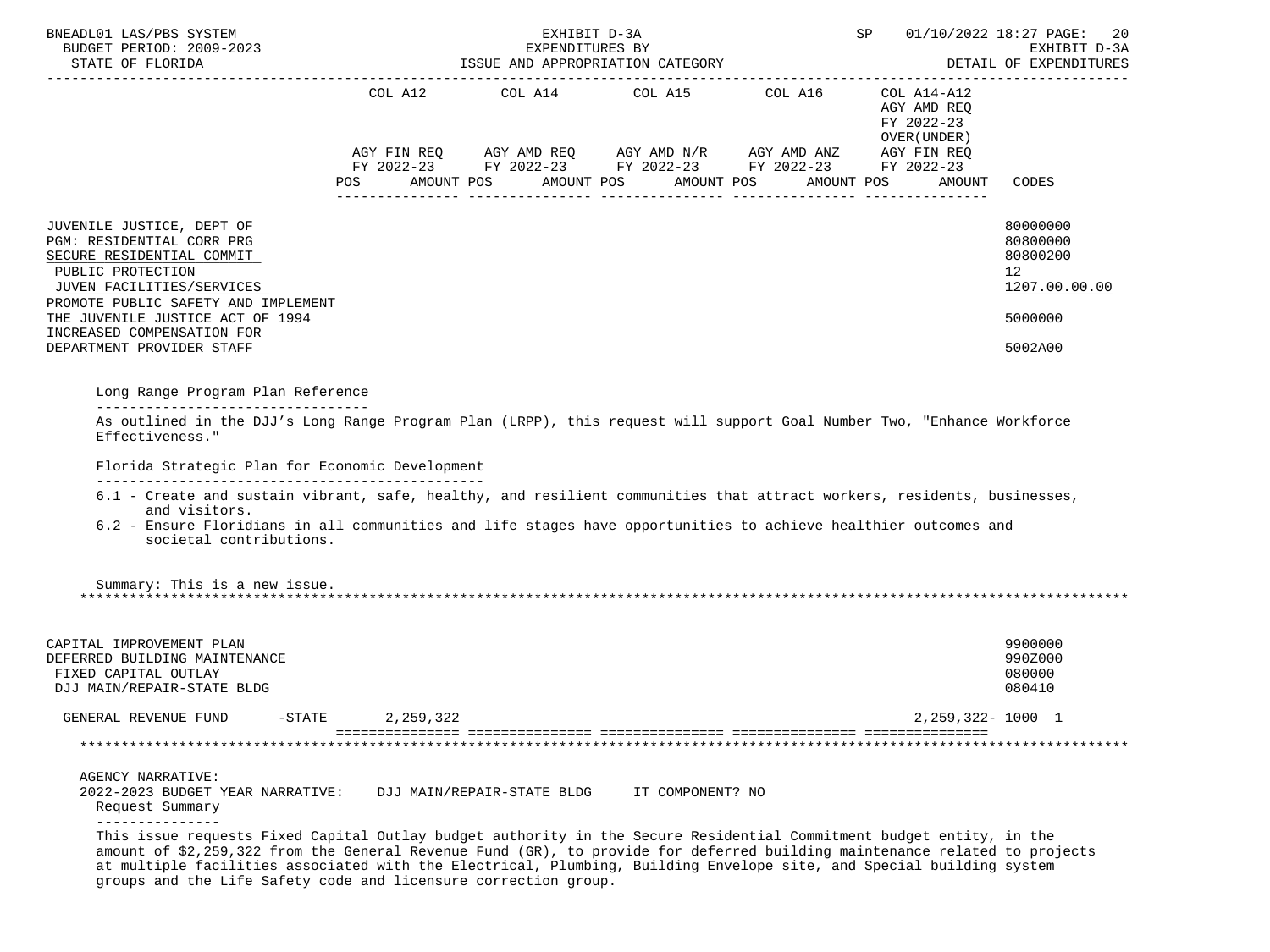| | COL A12 | | COL A14 | | COL A15 | | COL A16 | | COL A14-A12 AGY AMD REQ FY 2022-23 OVER(UNDER) | | |
|---|---|---|---|---|---|---|---|---|---|---|---|
| | AGY FIN REQ FY 2022-23 | | AGY AMD REQ FY 2022-23 | | AGY AMD N/R FY 2022-23 | | AGY AMD ANZ FY 2022-23 | | AGY FIN REQ FY 2022-23 | | |
| | POS | AMOUNT | POS | AMOUNT | POS | AMOUNT | POS | AMOUNT | POS | AMOUNT | CODES |
| JUVENILE JUSTICE, DEPT OF | | | | | | | | | | | 80000000 |
| PGM: RESIDENTIAL CORR PRG | | | | | | | | | | | 80800000 |
| SECURE RESIDENTIAL COMMIT | | | | | | | | | | | 80800200 |
| PUBLIC PROTECTION | | | | | | | | | | | 12 |
| JUVEN FACILITIES/SERVICES | | | | | | | | | | | 1207.00.00.00 |
| PROMOTE PUBLIC SAFETY AND IMPLEMENT THE JUVENILE JUSTICE ACT OF 1994 | | | | | | | | | | | 5000000 |
| INCREASED COMPENSATION FOR DEPARTMENT PROVIDER STAFF | | | | | | | | | | | 5002A00 |

Long Range Program Plan Reference

As outlined in the DJJ's Long Range Program Plan (LRPP), this request will support Goal Number Two, "Enhance Workforce Effectiveness."

Florida Strategic Plan for Economic Development

6.1 - Create and sustain vibrant, safe, healthy, and resilient communities that attract workers, residents, businesses, and visitors.
6.2 - Ensure Floridians in all communities and life stages have opportunities to achieve healthier outcomes and societal contributions.

Summary: This is a new issue.

***

| | | | | | | | | | | | |
|---|---|---|---|---|---|---|---|---|---|---|---|
| CAPITAL IMPROVEMENT PLAN | | | | | | | | | | | 9900000 |
| DEFERRED BUILDING MAINTENANCE | | | | | | | | | | | 990Z000 |
| FIXED CAPITAL OUTLAY | | | | | | | | | | | 080000 |
| DJJ MAIN/REPAIR-STATE BLDG | | | | | | | | | | | 080410 |
| GENERAL REVENUE FUND -STATE | | 2,259,322 | | | | | | | | 2,259,322- | 1000 1 |

***

AGENCY NARRATIVE:
2022-2023 BUDGET YEAR NARRATIVE: DJJ MAIN/REPAIR-STATE BLDG IT COMPONENT? NO

Request Summary

This issue requests Fixed Capital Outlay budget authority in the Secure Residential Commitment budget entity, in the amount of $2,259,322 from the General Revenue Fund (GR), to provide for deferred building maintenance related to projects at multiple facilities associated with the Electrical, Plumbing, Building Envelope site, and Special building system groups and the Life Safety code and licensure correction group.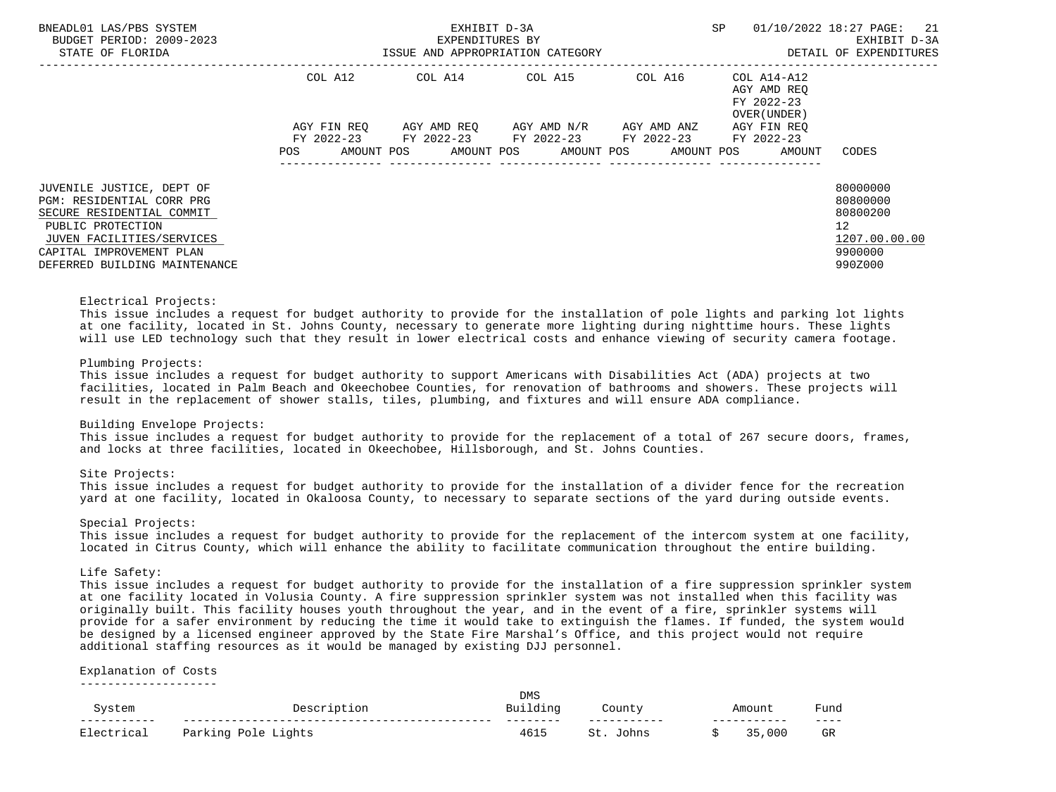| | COL A12 | COL A14 | COL A15 | COL A16 | COL A14-A12 AGY AMD REQ FY 2022-23 OVER(UNDER) | |
|---|---|---|---|---|---|---|
| | AGY FIN REQ FY 2022-23 | AGY AMD REQ FY 2022-23 | AGY AMD N/R FY 2022-23 | AGY AMD ANZ FY 2022-23 | AGY FIN REQ FY 2022-23 | |
| | POS AMOUNT | POS AMOUNT | POS AMOUNT | POS AMOUNT | POS AMOUNT | CODES |
| JUVENILE JUSTICE, DEPT OF | | | | | | 80000000 |
| PGM: RESIDENTIAL CORR PRG | | | | | | 80800000 |
| SECURE RESIDENTIAL COMMIT | | | | | | 80800200 |
| PUBLIC PROTECTION | | | | | | 12 |
| JUVEN FACILITIES/SERVICES | | | | | | 1207.00.00.00 |
| CAPITAL IMPROVEMENT PLAN | | | | | | 9900000 |
| DEFERRED BUILDING MAINTENANCE | | | | | | 990Z000 |

Electrical Projects:
This issue includes a request for budget authority to provide for the installation of pole lights and parking lot lights at one facility, located in St. Johns County, necessary to generate more lighting during nighttime hours. These lights will use LED technology such that they result in lower electrical costs and enhance viewing of security camera footage.

Plumbing Projects:
This issue includes a request for budget authority to support Americans with Disabilities Act (ADA) projects at two facilities, located in Palm Beach and Okeechobee Counties, for renovation of bathrooms and showers. These projects will result in the replacement of shower stalls, tiles, plumbing, and fixtures and will ensure ADA compliance.

Building Envelope Projects:
This issue includes a request for budget authority to provide for the replacement of a total of 267 secure doors, frames, and locks at three facilities, located in Okeechobee, Hillsborough, and St. Johns Counties.

Site Projects:
This issue includes a request for budget authority to provide for the installation of a divider fence for the recreation yard at one facility, located in Okaloosa County, to necessary to separate sections of the yard during outside events.

Special Projects:
This issue includes a request for budget authority to provide for the replacement of the intercom system at one facility, located in Citrus County, which will enhance the ability to facilitate communication throughout the entire building.

Life Safety:
This issue includes a request for budget authority to provide for the installation of a fire suppression sprinkler system at one facility located in Volusia County. A fire suppression sprinkler system was not installed when this facility was originally built. This facility houses youth throughout the year, and in the event of a fire, sprinkler systems will provide for a safer environment by reducing the time it would take to extinguish the flames. If funded, the system would be designed by a licensed engineer approved by the State Fire Marshal's Office, and this project would not require additional staffing resources as it would be managed by existing DJJ personnel.

Explanation of Costs

| System | Description | DMS Building | County | Amount | Fund |
|---|---|---|---|---|---|
| Electrical | Parking Pole Lights | 4615 | St. Johns | $ 35,000 | GR |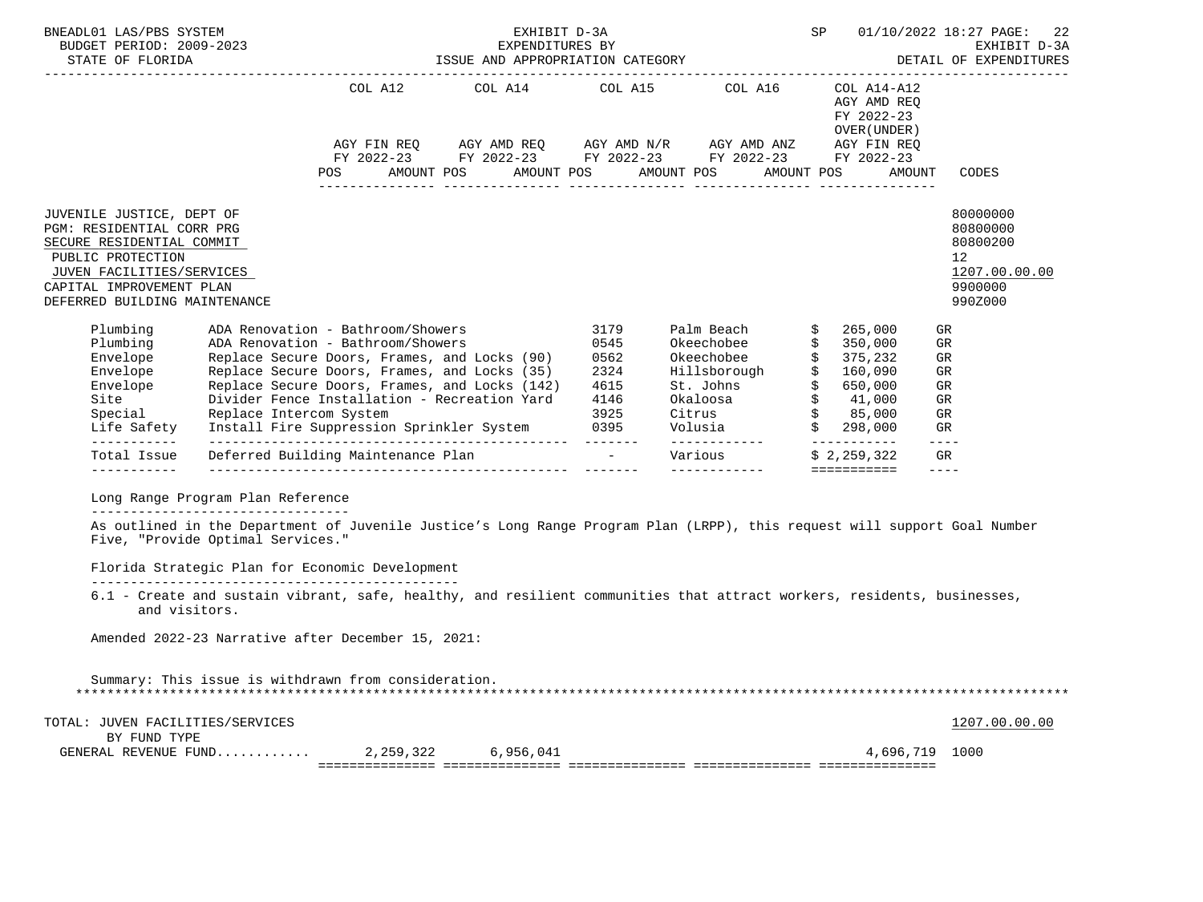BNEADL01 LAS/PBS SYSTEM — EXHIBIT D-3A — EXPENDITURES BY ISSUE AND APPROPRIATION CATEGORY — BUDGET PERIOD: 2009-2023 — STATE OF FLORIDA — SP 01/10/2022 18:27 — EXHIBIT D-3A DETAIL OF EXPENDITURES

| | COL A12 AGY FIN REQ FY 2022-23 POS AMOUNT | COL A14 AGY AMD REQ FY 2022-23 POS AMOUNT | COL A15 AGY AMD N/R FY 2022-23 POS AMOUNT | COL A16 AGY AMD ANZ FY 2022-23 POS AMOUNT | COL A14-A12 AGY AMD REQ FY 2022-23 OVER(UNDER) AGY FIN REQ FY 2022-23 POS AMOUNT | CODES |
|---|---|---|---|---|---|---|

JUVENILE JUSTICE, DEPT OF — 80000000
PGM: RESIDENTIAL CORR PRG — 80800000
SECURE RESIDENTIAL COMMIT — 80800200
PUBLIC PROTECTION — 12
JUVEN FACILITIES/SERVICES — 1207.00.00.00
CAPITAL IMPROVEMENT PLAN — 9900000
DEFERRED BUILDING MAINTENANCE — 990Z000

| | | | | | |
|---|---|---|---|---|---|
| Plumbing | ADA Renovation - Bathroom/Showers | 3179 | Palm Beach | $ 265,000 | GR |
| Plumbing | ADA Renovation - Bathroom/Showers | 0545 | Okeechobee | $ 350,000 | GR |
| Envelope | Replace Secure Doors, Frames, and Locks (90) | 0562 | Okeechobee | $ 375,232 | GR |
| Envelope | Replace Secure Doors, Frames, and Locks (35) | 2324 | Hillsborough | $ 160,090 | GR |
| Envelope | Replace Secure Doors, Frames, and Locks (142) | 4615 | St. Johns | $ 650,000 | GR |
| Site | Divider Fence Installation - Recreation Yard | 4146 | Okaloosa | $ 41,000 | GR |
| Special | Replace Intercom System | 3925 | Citrus | $ 85,000 | GR |
| Life Safety | Install Fire Suppression Sprinkler System | 0395 | Volusia | $ 298,000 | GR |
| Total Issue | Deferred Building Maintenance Plan | - | Various | $ 2,259,322 | GR |

Long Range Program Plan Reference

As outlined in the Department of Juvenile Justice's Long Range Program Plan (LRPP), this request will support Goal Number Five, "Provide Optimal Services."

Florida Strategic Plan for Economic Development

6.1 - Create and sustain vibrant, safe, healthy, and resilient communities that attract workers, residents, businesses, and visitors.

Amended 2022-23 Narrative after December 15, 2021:

Summary: This issue is withdrawn from consideration.

TOTAL: JUVEN FACILITIES/SERVICES — 1207.00.00.00

| BY FUND TYPE | COL A12 | COL A14 | COL A15 | COL A16 | COL A14-A12 | CODES |
|---|---|---|---|---|---|---|
| GENERAL REVENUE FUND........... | 2,259,322 | 6,956,041 | | | 4,696,719 | 1000 |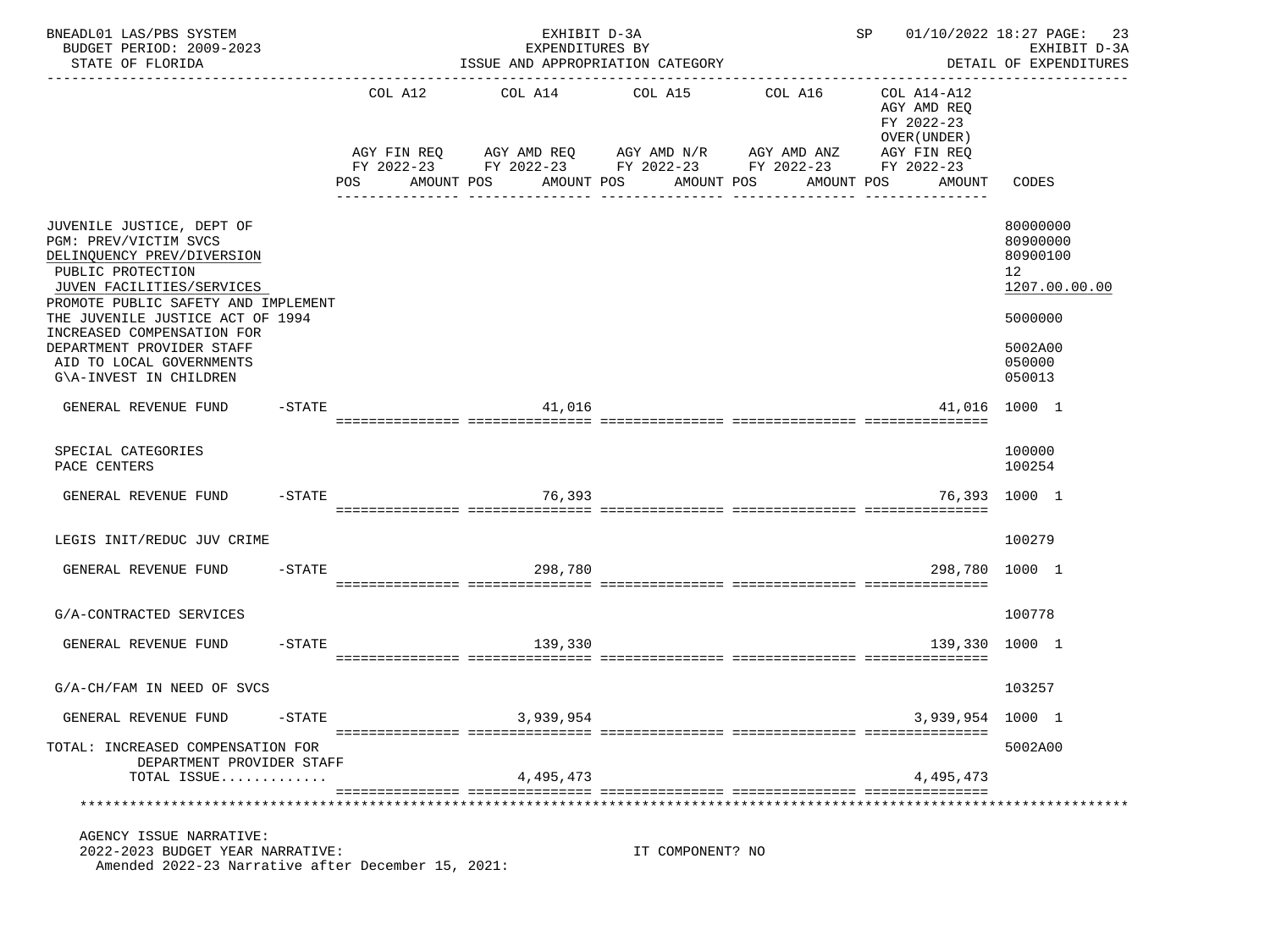BNEADL01 LAS/PBS SYSTEM — EXHIBIT D-3A — SP 01/10/2022 18:27
BUDGET PERIOD: 2009-2023 — EXPENDITURES BY ISSUE AND APPROPRIATION CATEGORY — EXHIBIT D-3A
STATE OF FLORIDA — DETAIL OF EXPENDITURES

| | COL A12 AGY FIN REQ FY 2022-23 POS AMOUNT | COL A14 AGY AMD REQ FY 2022-23 POS AMOUNT | COL A15 AGY AMD N/R FY 2022-23 POS AMOUNT | COL A16 AGY AMD ANZ FY 2022-23 POS AMOUNT | COL A14-A12 AGY AMD REQ FY 2022-23 OVER(UNDER) AGY FIN REQ FY 2022-23 POS AMOUNT | CODES |
|---|---|---|---|---|---|---|
| JUVENILE JUSTICE, DEPT OF | | | | | | 80000000 |
| PGM: PREV/VICTIM SVCS | | | | | | 80900000 |
| DELINQUENCY PREV/DIVERSION | | | | | | 80900100 |
| PUBLIC PROTECTION | | | | | | 12 |
| JUVEN FACILITIES/SERVICES | | | | | | 1207.00.00.00 |
| PROMOTE PUBLIC SAFETY AND IMPLEMENT THE JUVENILE JUSTICE ACT OF 1994 | | | | | | 5000000 |
| INCREASED COMPENSATION FOR DEPARTMENT PROVIDER STAFF | | | | | | 5002A00 |
| AID TO LOCAL GOVERNMENTS | | | | | | 050000 |
| G\A-INVEST IN CHILDREN | | | | | | 050013 |
| GENERAL REVENUE FUND -STATE | | 41,016 | | | 41,016 | 1000 1 |
| SPECIAL CATEGORIES | | | | | | 100000 |
| PACE CENTERS | | | | | | 100254 |
| GENERAL REVENUE FUND -STATE | | 76,393 | | | 76,393 | 1000 1 |
| LEGIS INIT/REDUC JUV CRIME | | | | | | 100279 |
| GENERAL REVENUE FUND -STATE | | 298,780 | | | 298,780 | 1000 1 |
| G/A-CONTRACTED SERVICES | | | | | | 100778 |
| GENERAL REVENUE FUND -STATE | | 139,330 | | | 139,330 | 1000 1 |
| G/A-CH/FAM IN NEED OF SVCS | | | | | | 103257 |
| GENERAL REVENUE FUND -STATE | | 3,939,954 | | | 3,939,954 | 1000 1 |
| TOTAL: INCREASED COMPENSATION FOR DEPARTMENT PROVIDER STAFF | | | | | | 5002A00 |
| TOTAL ISSUE............. | | 4,495,473 | | | 4,495,473 | |

AGENCY ISSUE NARRATIVE:
2022-2023 BUDGET YEAR NARRATIVE: IT COMPONENT? NO
Amended 2022-23 Narrative after December 15, 2021: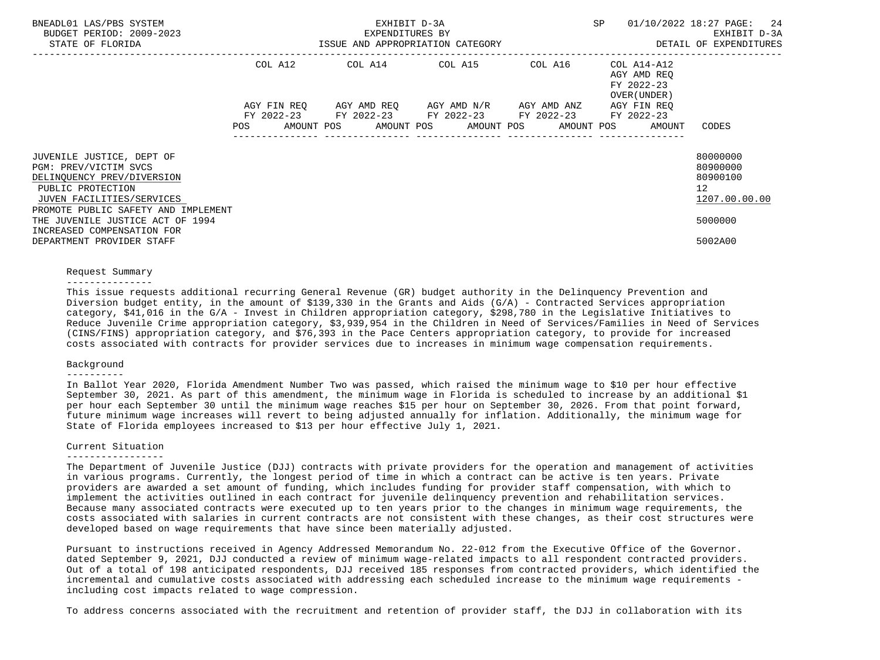| | COL A12 | | COL A14 | | COL A15 | | COL A16 | | COL A14-A12 AGY AMD REQ FY 2022-23 OVER(UNDER) | | |
|---|---|---|---|---|---|---|---|---|---|---|---|
| | AGY FIN REQ FY 2022-23 | | AGY AMD REQ FY 2022-23 | | AGY AMD N/R FY 2022-23 | | AGY AMD ANZ FY 2022-23 | | AGY FIN REQ FY 2022-23 | | |
| | POS | AMOUNT | POS | AMOUNT | POS | AMOUNT | POS | AMOUNT | POS | AMOUNT | CODES |
| JUVENILE JUSTICE, DEPT OF | | | | | | | | | | | 80000000 |
| PGM: PREV/VICTIM SVCS | | | | | | | | | | | 80900000 |
| DELINQUENCY PREV/DIVERSION | | | | | | | | | | | 80900100 |
| PUBLIC PROTECTION | | | | | | | | | | | 12 |
| JUVEN FACILITIES/SERVICES | | | | | | | | | | | 1207.00.00.00 |
| PROMOTE PUBLIC SAFETY AND IMPLEMENT THE JUVENILE JUSTICE ACT OF 1994 | | | | | | | | | | | 5000000 |
| INCREASED COMPENSATION FOR DEPARTMENT PROVIDER STAFF | | | | | | | | | | | 5002A00 |

Request Summary
---------------

This issue requests additional recurring General Revenue (GR) budget authority in the Delinquency Prevention and Diversion budget entity, in the amount of $139,330 in the Grants and Aids (G/A) - Contracted Services appropriation category, $41,016 in the G/A - Invest in Children appropriation category, $298,780 in the Legislative Initiatives to Reduce Juvenile Crime appropriation category, $3,939,954 in the Children in Need of Services/Families in Need of Services (CINS/FINS) appropriation category, and $76,393 in the Pace Centers appropriation category, to provide for increased costs associated with contracts for provider services due to increases in minimum wage compensation requirements.

Background
----------

In Ballot Year 2020, Florida Amendment Number Two was passed, which raised the minimum wage to $10 per hour effective September 30, 2021. As part of this amendment, the minimum wage in Florida is scheduled to increase by an additional $1 per hour each September 30 until the minimum wage reaches $15 per hour on September 30, 2026. From that point forward, future minimum wage increases will revert to being adjusted annually for inflation. Additionally, the minimum wage for State of Florida employees increased to $13 per hour effective July 1, 2021.

Current Situation
-----------------

The Department of Juvenile Justice (DJJ) contracts with private providers for the operation and management of activities in various programs. Currently, the longest period of time in which a contract can be active is ten years. Private providers are awarded a set amount of funding, which includes funding for provider staff compensation, with which to implement the activities outlined in each contract for juvenile delinquency prevention and rehabilitation services. Because many associated contracts were executed up to ten years prior to the changes in minimum wage requirements, the costs associated with salaries in current contracts are not consistent with these changes, as their cost structures were developed based on wage requirements that have since been materially adjusted.

Pursuant to instructions received in Agency Addressed Memorandum No. 22-012 from the Executive Office of the Governor. dated September 9, 2021, DJJ conducted a review of minimum wage-related impacts to all respondent contracted providers. Out of a total of 198 anticipated respondents, DJJ received 185 responses from contracted providers, which identified the incremental and cumulative costs associated with addressing each scheduled increase to the minimum wage requirements - including cost impacts related to wage compression.

To address concerns associated with the recruitment and retention of provider staff, the DJJ in collaboration with its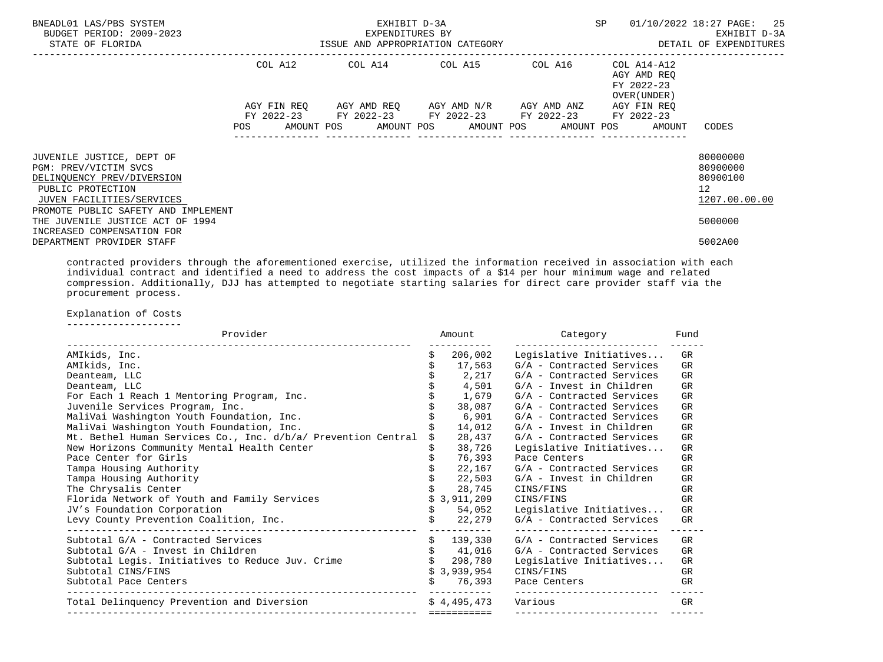| | COL A12 | | COL A14 | | COL A15 | | COL A16 | | COL A14-A12 AGY AMD REQ FY 2022-23 OVER(UNDER) | |
|---|---|---|---|---|---|---|---|---|---|---|
| | AGY FIN REQ FY 2022-23 | | AGY AMD REQ FY 2022-23 | | AGY AMD N/R FY 2022-23 | | AGY AMD ANZ FY 2022-23 | | AGY FIN REQ FY 2022-23 | |
| | POS | AMOUNT | POS | AMOUNT | POS | AMOUNT | POS | AMOUNT | POS AMOUNT | CODES |
| JUVENILE JUSTICE, DEPT OF | | | | | | | | | | 80000000 |
| PGM: PREV/VICTIM SVCS | | | | | | | | | | 80900000 |
| DELINQUENCY PREV/DIVERSION | | | | | | | | | | 80900100 |
| PUBLIC PROTECTION | | | | | | | | | | 12 |
| JUVEN FACILITIES/SERVICES | | | | | | | | | | 1207.00.00.00 |
| PROMOTE PUBLIC SAFETY AND IMPLEMENT THE JUVENILE JUSTICE ACT OF 1994 | | | | | | | | | | 5000000 |
| INCREASED COMPENSATION FOR DEPARTMENT PROVIDER STAFF | | | | | | | | | | 5002A00 |

contracted providers through the aforementioned exercise, utilized the information received in association with each individual contract and identified a need to address the cost impacts of a $14 per hour minimum wage and related compression. Additionally, DJJ has attempted to negotiate starting salaries for direct care provider staff via the procurement process.

Explanation of Costs

| Provider | Amount | Category | Fund |
|---|---|---|---|
| AMIkids, Inc. | $ 206,002 | Legislative Initiatives... | GR |
| AMIkids, Inc. | $ 17,563 | G/A - Contracted Services | GR |
| Deanteam, LLC | $ 2,217 | G/A - Contracted Services | GR |
| Deanteam, LLC | $ 4,501 | G/A - Invest in Children | GR |
| For Each 1 Reach 1 Mentoring Program, Inc. | $ 1,679 | G/A - Contracted Services | GR |
| Juvenile Services Program, Inc. | $ 38,087 | G/A - Contracted Services | GR |
| MaliVai Washington Youth Foundation, Inc. | $ 6,901 | G/A - Contracted Services | GR |
| MaliVai Washington Youth Foundation, Inc. | $ 14,012 | G/A - Invest in Children | GR |
| Mt. Bethel Human Services Co., Inc. d/b/a/ Prevention Central | $ 28,437 | G/A - Contracted Services | GR |
| New Horizons Community Mental Health Center | $ 38,726 | Legislative Initiatives... | GR |
| Pace Center for Girls | $ 76,393 | Pace Centers | GR |
| Tampa Housing Authority | $ 22,167 | G/A - Contracted Services | GR |
| Tampa Housing Authority | $ 22,503 | G/A - Invest in Children | GR |
| The Chrysalis Center | $ 28,745 | CINS/FINS | GR |
| Florida Network of Youth and Family Services | $ 3,911,209 | CINS/FINS | GR |
| JV's Foundation Corporation | $ 54,052 | Legislative Initiatives... | GR |
| Levy County Prevention Coalition, Inc. | $ 22,279 | G/A - Contracted Services | GR |
| Subtotal G/A - Contracted Services | $ 139,330 | G/A - Contracted Services | GR |
| Subtotal G/A - Invest in Children | $ 41,016 | G/A - Contracted Services | GR |
| Subtotal Legis. Initiatives to Reduce Juv. Crime | $ 298,780 | Legislative Initiatives... | GR |
| Subtotal CINS/FINS | $ 3,939,954 | CINS/FINS | GR |
| Subtotal Pace Centers | $ 76,393 | Pace Centers | GR |
| Total Delinquency Prevention and Diversion | $ 4,495,473 | Various | GR |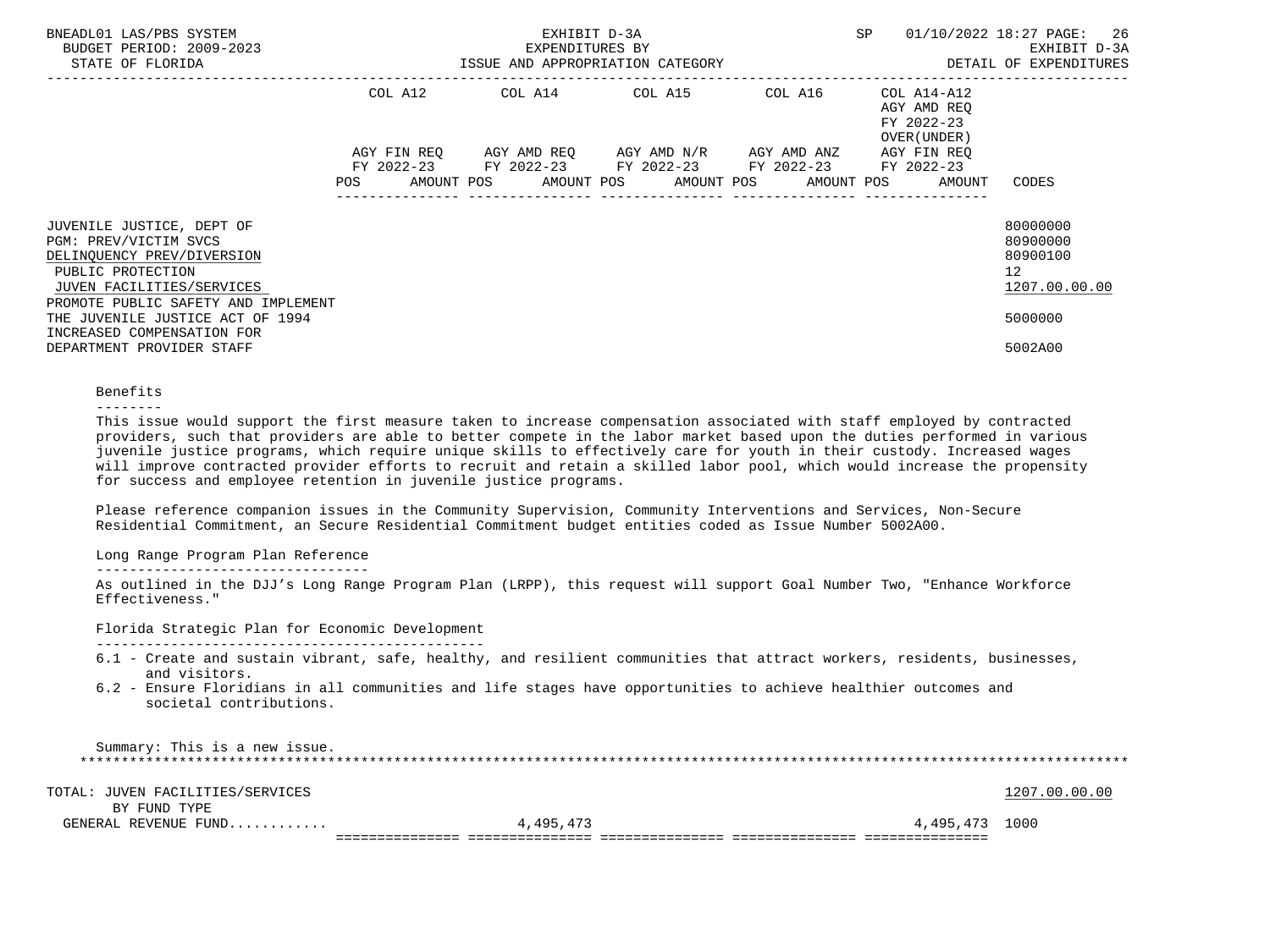BNEADL01 LAS/PBS SYSTEM — EXHIBIT D-3A — SP 01/10/2022 18:27

BUDGET PERIOD: 2009-2023 — EXPENDITURES BY — EXHIBIT D-3A

STATE OF FLORIDA — ISSUE AND APPROPRIATION CATEGORY — DETAIL OF EXPENDITURES

| | COL A12 AGY FIN REQ FY 2022-23 POS AMOUNT | COL A14 AGY AMD REQ FY 2022-23 POS AMOUNT | COL A15 AGY AMD N/R FY 2022-23 POS AMOUNT | COL A16 AGY AMD ANZ FY 2022-23 POS AMOUNT | COL A14-A12 AGY AMD REQ FY 2022-23 OVER(UNDER) AGY FIN REQ FY 2022-23 POS AMOUNT | CODES |
|---|---|---|---|---|---|---|
| JUVENILE JUSTICE, DEPT OF | | | | | | 80000000 |
| PGM: PREV/VICTIM SVCS | | | | | | 80900000 |
| DELINQUENCY PREV/DIVERSION | | | | | | 80900100 |
| PUBLIC PROTECTION | | | | | | 12 |
| JUVEN FACILITIES/SERVICES | | | | | | 1207.00.00.00 |
| PROMOTE PUBLIC SAFETY AND IMPLEMENT THE JUVENILE JUSTICE ACT OF 1994 | | | | | | 5000000 |
| INCREASED COMPENSATION FOR DEPARTMENT PROVIDER STAFF | | | | | | 5002A00 |

Benefits

This issue would support the first measure taken to increase compensation associated with staff employed by contracted providers, such that providers are able to better compete in the labor market based upon the duties performed in various juvenile justice programs, which require unique skills to effectively care for youth in their custody. Increased wages will improve contracted provider efforts to recruit and retain a skilled labor pool, which would increase the propensity for success and employee retention in juvenile justice programs.

Please reference companion issues in the Community Supervision, Community Interventions and Services, Non-Secure Residential Commitment, an Secure Residential Commitment budget entities coded as Issue Number 5002A00.

Long Range Program Plan Reference

As outlined in the DJJ's Long Range Program Plan (LRPP), this request will support Goal Number Two, "Enhance Workforce Effectiveness."

Florida Strategic Plan for Economic Development

- 6.1 - Create and sustain vibrant, safe, healthy, and resilient communities that attract workers, residents, businesses, and visitors.
- 6.2 - Ensure Floridians in all communities and life stages have opportunities to achieve healthier outcomes and societal contributions.

Summary: This is a new issue.

| | COL A12 | COL A14 | COL A15 | COL A16 | COL A14-A12 | CODES |
|---|---|---|---|---|---|---|
| TOTAL: JUVEN FACILITIES/SERVICES | | | | | | 1207.00.00.00 |
| BY FUND TYPE | | | | | | |
| GENERAL REVENUE FUND........... | | 4,495,473 | | | 4,495,473 | 1000 |